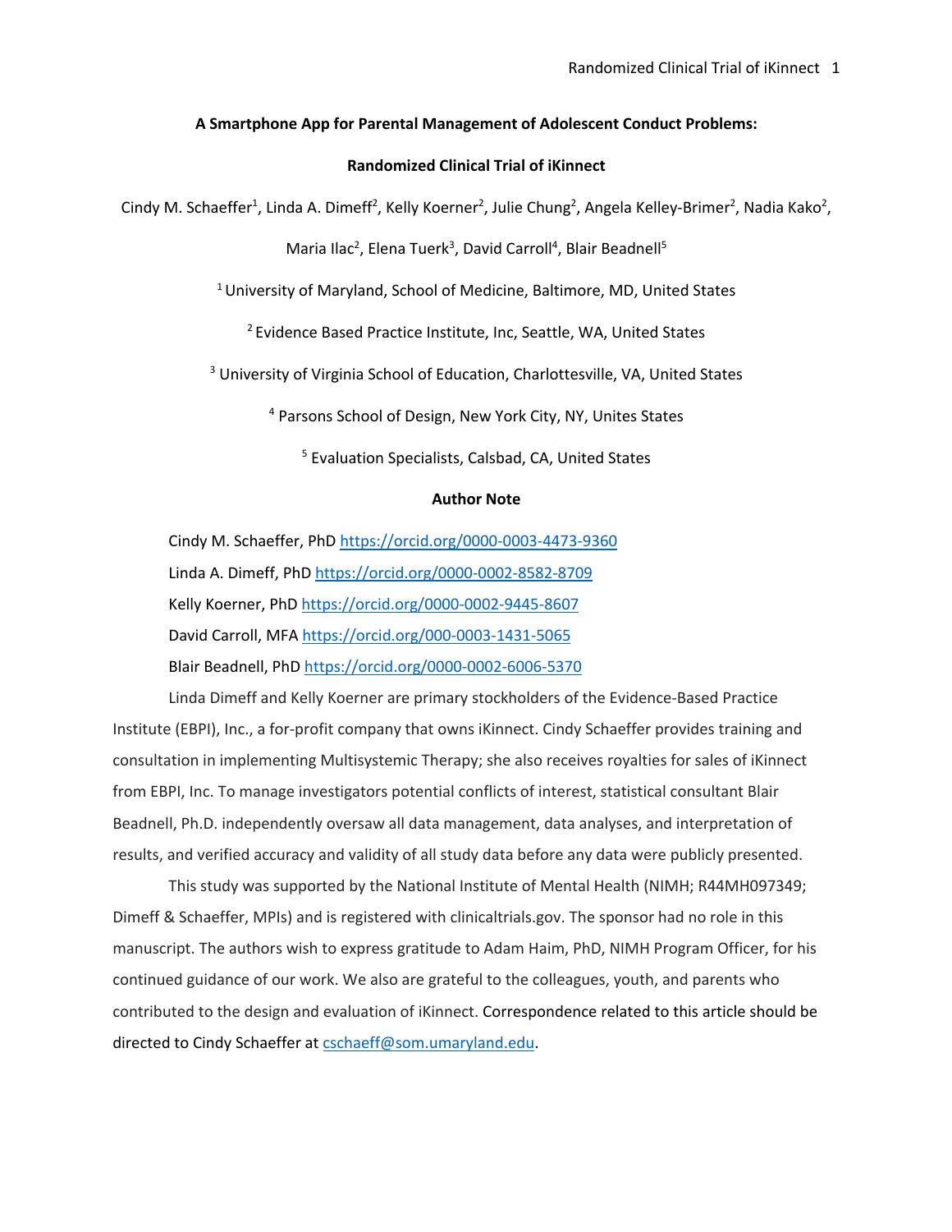# A Smartphone App for Parental Management of Adolescent Conduct Problems:

# Randomized Clinical Trial of iKinnect

Cindy M. Schaeffer[1], Linda A. Dimeff[2], Kelly Koerner[2], Julie Chung[2], Angela Kelley-Brimer[2], Nadia Kako[2], Maria Ilac[2], Elena Tuerk[3], David Carroll[4], Blair Beadnell[5]

[1] University of Maryland, School of Medicine, Baltimore, MD, United States

[2] Evidence Based Practice Institute, Inc, Seattle, WA, United States

[3] University of Virginia School of Education, Charlottesville, VA, United States

[4] Parsons School of Design, New York City, NY, Unites States

[5] Evaluation Specialists, Calsbad, CA, United States

## Author Note

Cindy M. Schaeffer, PhD https://orcid.org/0000-0003-4473-9360

Linda A. Dimeff, PhD https://orcid.org/0000-0002-8582-8709

Kelly Koerner, PhD https://orcid.org/0000-0002-9445-8607

David Carroll, MFA https://orcid.org/000-0003-1431-5065

Blair Beadnell, PhD https://orcid.org/0000-0002-6006-5370

Linda Dimeff and Kelly Koerner are primary stockholders of the Evidence-Based Practice Institute (EBPI), Inc., a for-profit company that owns iKinnect. Cindy Schaeffer provides training and consultation in implementing Multisystemic Therapy; she also receives royalties for sales of iKinnect from EBPI, Inc. To manage investigators potential conflicts of interest, statistical consultant Blair Beadnell, Ph.D. independently oversaw all data management, data analyses, and interpretation of results, and verified accuracy and validity of all study data before any data were publicly presented.

This study was supported by the National Institute of Mental Health (NIMH; R44MH097349; Dimeff & Schaeffer, MPIs) and is registered with clinicaltrials.gov. The sponsor had no role in this manuscript. The authors wish to express gratitude to Adam Haim, PhD, NIMH Program Officer, for his continued guidance of our work. We also are grateful to the colleagues, youth, and parents who contributed to the design and evaluation of iKinnect. Correspondence related to this article should be directed to Cindy Schaeffer at cschaeff@som.umaryland.edu.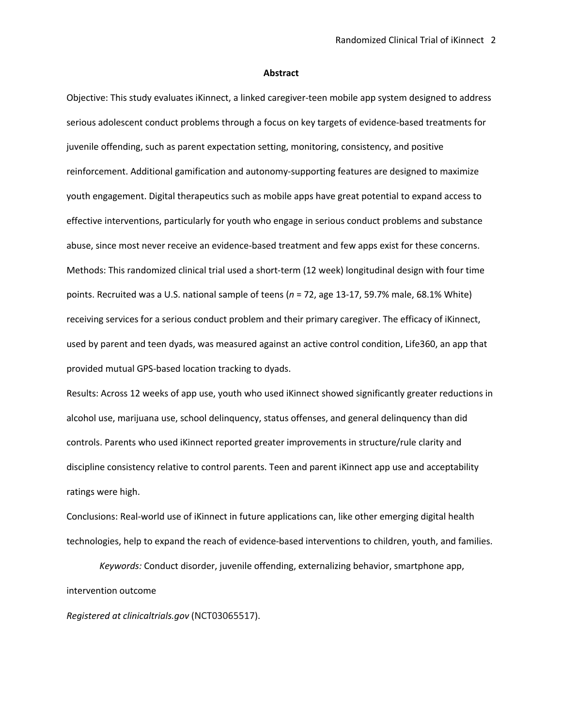## Abstract

Objective: This study evaluates iKinnect, a linked caregiver-teen mobile app system designed to address serious adolescent conduct problems through a focus on key targets of evidence-based treatments for juvenile offending, such as parent expectation setting, monitoring, consistency, and positive reinforcement. Additional gamification and autonomy-supporting features are designed to maximize youth engagement. Digital therapeutics such as mobile apps have great potential to expand access to effective interventions, particularly for youth who engage in serious conduct problems and substance abuse, since most never receive an evidence-based treatment and few apps exist for these concerns.

Methods: This randomized clinical trial used a short-term (12 week) longitudinal design with four time points. Recruited was a U.S. national sample of teens ($n$ = 72, age 13-17, 59.7% male, 68.1% White) receiving services for a serious conduct problem and their primary caregiver. The efficacy of iKinnect, used by parent and teen dyads, was measured against an active control condition, Life360, an app that provided mutual GPS-based location tracking to dyads.

Results: Across 12 weeks of app use, youth who used iKinnect showed significantly greater reductions in alcohol use, marijuana use, school delinquency, status offenses, and general delinquency than did controls. Parents who used iKinnect reported greater improvements in structure/rule clarity and discipline consistency relative to control parents. Teen and parent iKinnect app use and acceptability ratings were high.

Conclusions: Real-world use of iKinnect in future applications can, like other emerging digital health technologies, help to expand the reach of evidence-based interventions to children, youth, and families.

*Keywords:* Conduct disorder, juvenile offending, externalizing behavior, smartphone app, intervention outcome

*Registered at clinicaltrials.gov* (NCT03065517).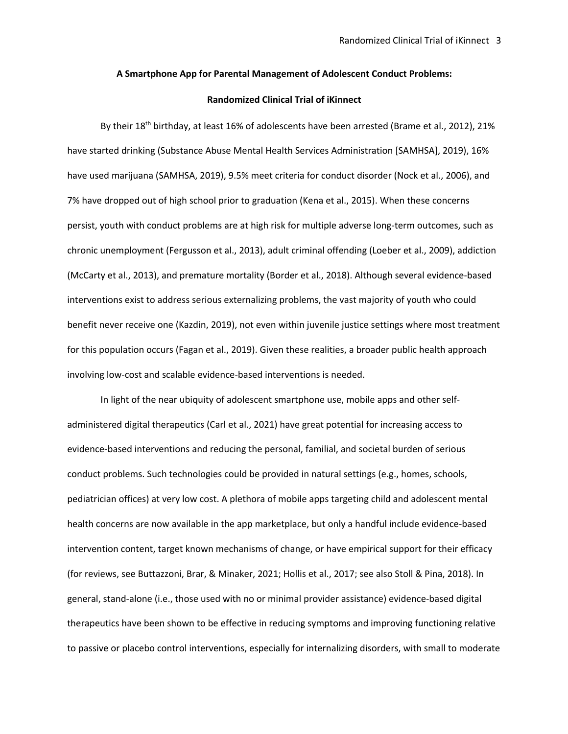**A Smartphone App for Parental Management of Adolescent Conduct Problems:**

**Randomized Clinical Trial of iKinnect**

By their 18th birthday, at least 16% of adolescents have been arrested (Brame et al., 2012), 21% have started drinking (Substance Abuse Mental Health Services Administration [SAMHSA], 2019), 16% have used marijuana (SAMHSA, 2019), 9.5% meet criteria for conduct disorder (Nock et al., 2006), and 7% have dropped out of high school prior to graduation (Kena et al., 2015). When these concerns persist, youth with conduct problems are at high risk for multiple adverse long-term outcomes, such as chronic unemployment (Fergusson et al., 2013), adult criminal offending (Loeber et al., 2009), addiction (McCarty et al., 2013), and premature mortality (Border et al., 2018). Although several evidence-based interventions exist to address serious externalizing problems, the vast majority of youth who could benefit never receive one (Kazdin, 2019), not even within juvenile justice settings where most treatment for this population occurs (Fagan et al., 2019). Given these realities, a broader public health approach involving low-cost and scalable evidence-based interventions is needed.

In light of the near ubiquity of adolescent smartphone use, mobile apps and other self-administered digital therapeutics (Carl et al., 2021) have great potential for increasing access to evidence-based interventions and reducing the personal, familial, and societal burden of serious conduct problems. Such technologies could be provided in natural settings (e.g., homes, schools, pediatrician offices) at very low cost. A plethora of mobile apps targeting child and adolescent mental health concerns are now available in the app marketplace, but only a handful include evidence-based intervention content, target known mechanisms of change, or have empirical support for their efficacy (for reviews, see Buttazzoni, Brar, & Minaker, 2021; Hollis et al., 2017; see also Stoll & Pina, 2018). In general, stand-alone (i.e., those used with no or minimal provider assistance) evidence-based digital therapeutics have been shown to be effective in reducing symptoms and improving functioning relative to passive or placebo control interventions, especially for internalizing disorders, with small to moderate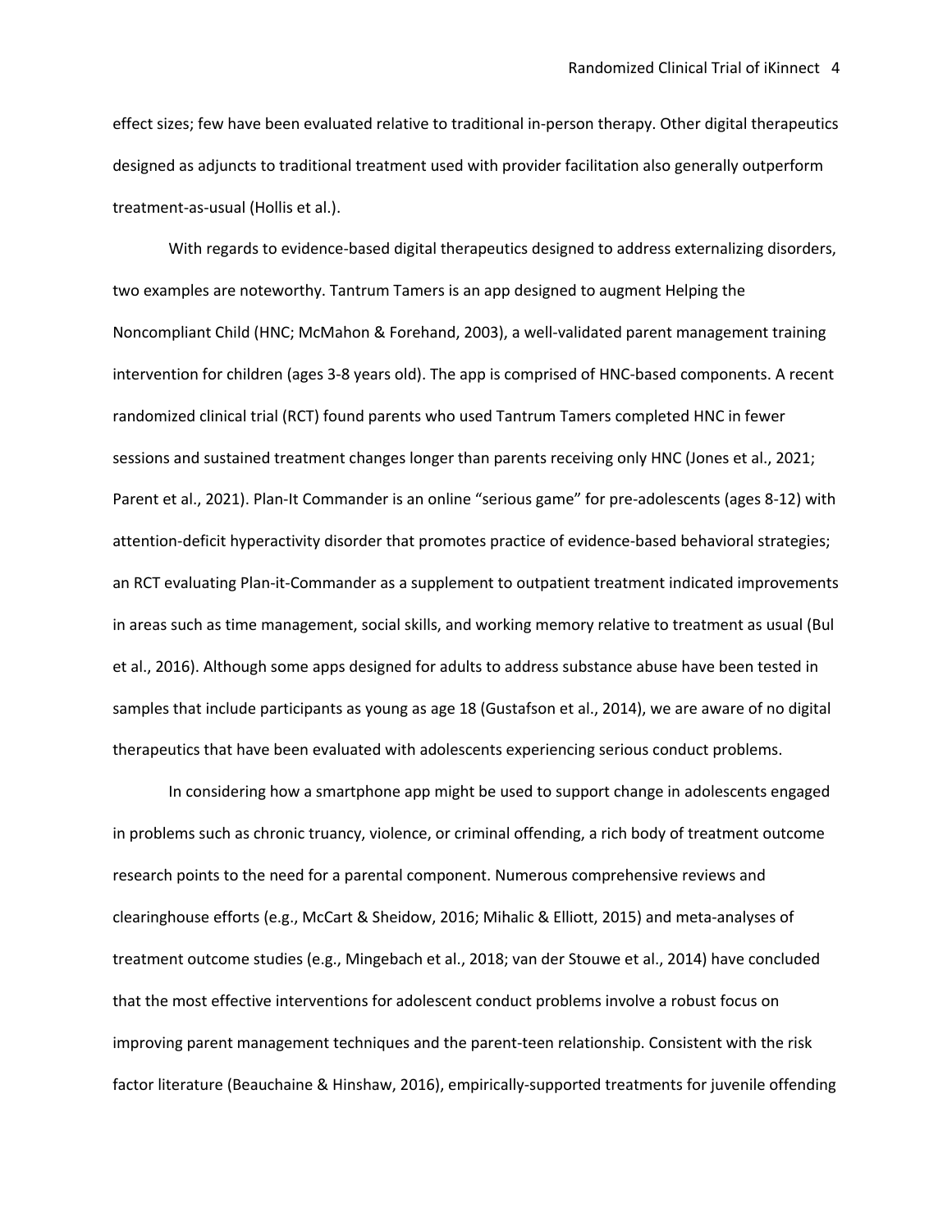effect sizes; few have been evaluated relative to traditional in-person therapy. Other digital therapeutics designed as adjuncts to traditional treatment used with provider facilitation also generally outperform treatment-as-usual (Hollis et al.).

With regards to evidence-based digital therapeutics designed to address externalizing disorders, two examples are noteworthy. Tantrum Tamers is an app designed to augment Helping the Noncompliant Child (HNC; McMahon & Forehand, 2003), a well-validated parent management training intervention for children (ages 3-8 years old). The app is comprised of HNC-based components. A recent randomized clinical trial (RCT) found parents who used Tantrum Tamers completed HNC in fewer sessions and sustained treatment changes longer than parents receiving only HNC (Jones et al., 2021; Parent et al., 2021). Plan-It Commander is an online "serious game" for pre-adolescents (ages 8-12) with attention-deficit hyperactivity disorder that promotes practice of evidence-based behavioral strategies; an RCT evaluating Plan-it-Commander as a supplement to outpatient treatment indicated improvements in areas such as time management, social skills, and working memory relative to treatment as usual (Bul et al., 2016). Although some apps designed for adults to address substance abuse have been tested in samples that include participants as young as age 18 (Gustafson et al., 2014), we are aware of no digital therapeutics that have been evaluated with adolescents experiencing serious conduct problems.

In considering how a smartphone app might be used to support change in adolescents engaged in problems such as chronic truancy, violence, or criminal offending, a rich body of treatment outcome research points to the need for a parental component. Numerous comprehensive reviews and clearinghouse efforts (e.g., McCart & Sheidow, 2016; Mihalic & Elliott, 2015) and meta-analyses of treatment outcome studies (e.g., Mingebach et al., 2018; van der Stouwe et al., 2014) have concluded that the most effective interventions for adolescent conduct problems involve a robust focus on improving parent management techniques and the parent-teen relationship. Consistent with the risk factor literature (Beauchaine & Hinshaw, 2016), empirically-supported treatments for juvenile offending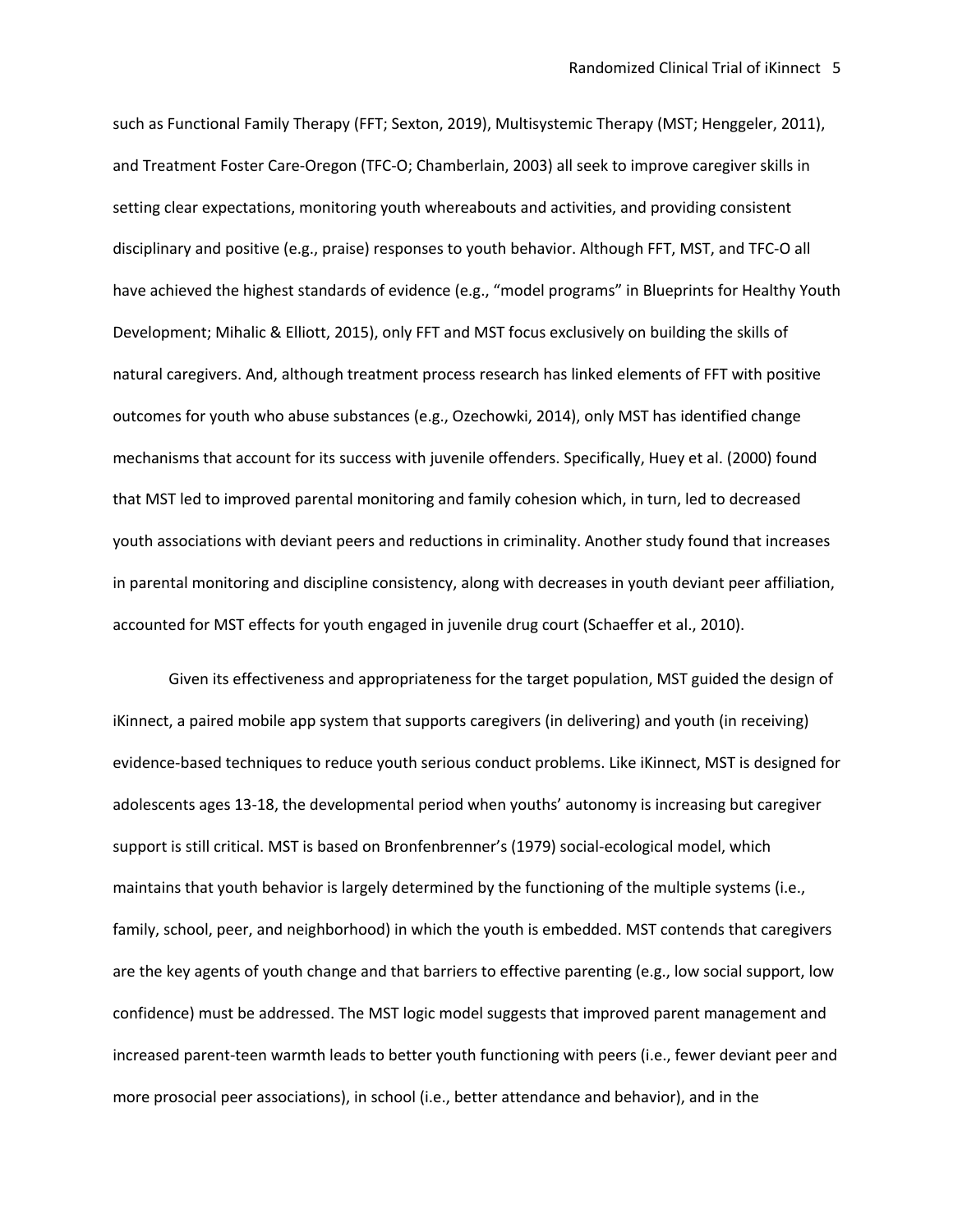such as Functional Family Therapy (FFT; Sexton, 2019), Multisystemic Therapy (MST; Henggeler, 2011), and Treatment Foster Care-Oregon (TFC-O; Chamberlain, 2003) all seek to improve caregiver skills in setting clear expectations, monitoring youth whereabouts and activities, and providing consistent disciplinary and positive (e.g., praise) responses to youth behavior. Although FFT, MST, and TFC-O all have achieved the highest standards of evidence (e.g., "model programs" in Blueprints for Healthy Youth Development; Mihalic & Elliott, 2015), only FFT and MST focus exclusively on building the skills of natural caregivers. And, although treatment process research has linked elements of FFT with positive outcomes for youth who abuse substances (e.g., Ozechowki, 2014), only MST has identified change mechanisms that account for its success with juvenile offenders. Specifically, Huey et al. (2000) found that MST led to improved parental monitoring and family cohesion which, in turn, led to decreased youth associations with deviant peers and reductions in criminality. Another study found that increases in parental monitoring and discipline consistency, along with decreases in youth deviant peer affiliation, accounted for MST effects for youth engaged in juvenile drug court (Schaeffer et al., 2010).

Given its effectiveness and appropriateness for the target population, MST guided the design of iKinnect, a paired mobile app system that supports caregivers (in delivering) and youth (in receiving) evidence-based techniques to reduce youth serious conduct problems. Like iKinnect, MST is designed for adolescents ages 13-18, the developmental period when youths' autonomy is increasing but caregiver support is still critical. MST is based on Bronfenbrenner's (1979) social-ecological model, which maintains that youth behavior is largely determined by the functioning of the multiple systems (i.e., family, school, peer, and neighborhood) in which the youth is embedded. MST contends that caregivers are the key agents of youth change and that barriers to effective parenting (e.g., low social support, low confidence) must be addressed. The MST logic model suggests that improved parent management and increased parent-teen warmth leads to better youth functioning with peers (i.e., fewer deviant peer and more prosocial peer associations), in school (i.e., better attendance and behavior), and in the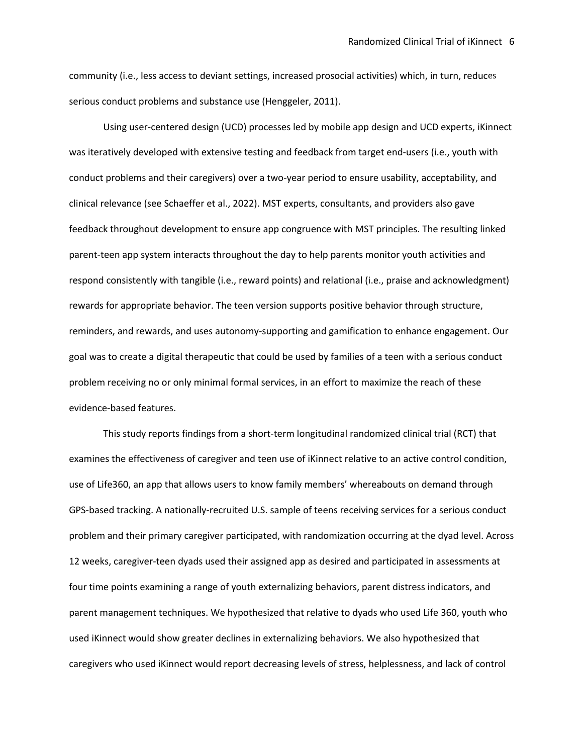community (i.e., less access to deviant settings, increased prosocial activities) which, in turn, reduces serious conduct problems and substance use (Henggeler, 2011).

Using user-centered design (UCD) processes led by mobile app design and UCD experts, iKinnect was iteratively developed with extensive testing and feedback from target end-users (i.e., youth with conduct problems and their caregivers) over a two-year period to ensure usability, acceptability, and clinical relevance (see Schaeffer et al., 2022). MST experts, consultants, and providers also gave feedback throughout development to ensure app congruence with MST principles. The resulting linked parent-teen app system interacts throughout the day to help parents monitor youth activities and respond consistently with tangible (i.e., reward points) and relational (i.e., praise and acknowledgment) rewards for appropriate behavior. The teen version supports positive behavior through structure, reminders, and rewards, and uses autonomy-supporting and gamification to enhance engagement. Our goal was to create a digital therapeutic that could be used by families of a teen with a serious conduct problem receiving no or only minimal formal services, in an effort to maximize the reach of these evidence-based features.

This study reports findings from a short-term longitudinal randomized clinical trial (RCT) that examines the effectiveness of caregiver and teen use of iKinnect relative to an active control condition, use of Life360, an app that allows users to know family members' whereabouts on demand through GPS-based tracking. A nationally-recruited U.S. sample of teens receiving services for a serious conduct problem and their primary caregiver participated, with randomization occurring at the dyad level. Across 12 weeks, caregiver-teen dyads used their assigned app as desired and participated in assessments at four time points examining a range of youth externalizing behaviors, parent distress indicators, and parent management techniques. We hypothesized that relative to dyads who used Life 360, youth who used iKinnect would show greater declines in externalizing behaviors. We also hypothesized that caregivers who used iKinnect would report decreasing levels of stress, helplessness, and lack of control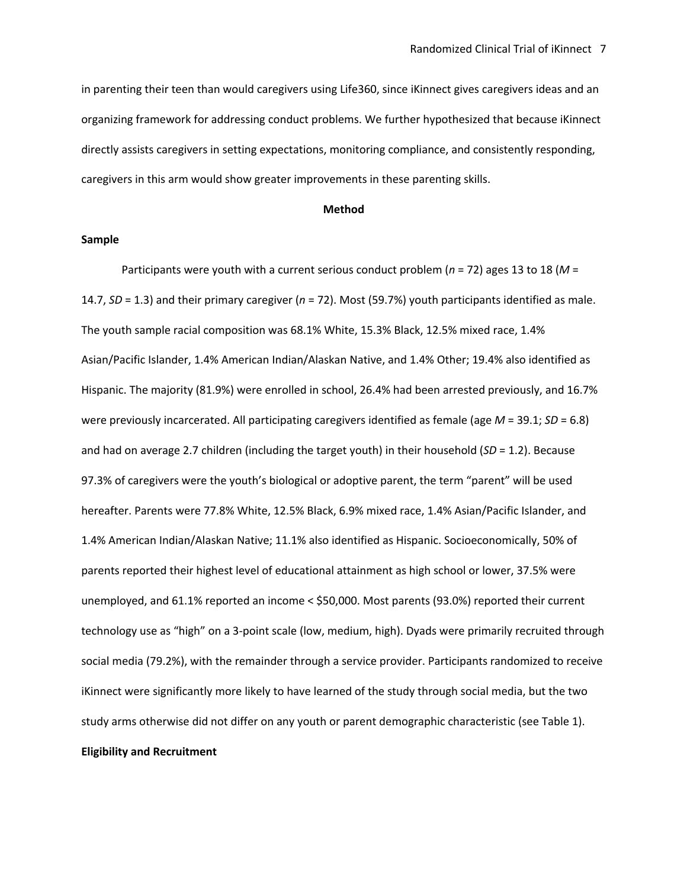in parenting their teen than would caregivers using Life360, since iKinnect gives caregivers ideas and an organizing framework for addressing conduct problems. We further hypothesized that because iKinnect directly assists caregivers in setting expectations, monitoring compliance, and consistently responding, caregivers in this arm would show greater improvements in these parenting skills.

## Method

### Sample

Participants were youth with a current serious conduct problem ($n$ = 72) ages 13 to 18 ($M$ = 14.7, $SD$ = 1.3) and their primary caregiver ($n$ = 72). Most (59.7%) youth participants identified as male. The youth sample racial composition was 68.1% White, 15.3% Black, 12.5% mixed race, 1.4% Asian/Pacific Islander, 1.4% American Indian/Alaskan Native, and 1.4% Other; 19.4% also identified as Hispanic. The majority (81.9%) were enrolled in school, 26.4% had been arrested previously, and 16.7% were previously incarcerated. All participating caregivers identified as female (age $M$ = 39.1; $SD$ = 6.8) and had on average 2.7 children (including the target youth) in their household ($SD$ = 1.2). Because 97.3% of caregivers were the youth's biological or adoptive parent, the term "parent" will be used hereafter. Parents were 77.8% White, 12.5% Black, 6.9% mixed race, 1.4% Asian/Pacific Islander, and 1.4% American Indian/Alaskan Native; 11.1% also identified as Hispanic. Socioeconomically, 50% of parents reported their highest level of educational attainment as high school or lower, 37.5% were unemployed, and 61.1% reported an income < $50,000. Most parents (93.0%) reported their current technology use as "high" on a 3-point scale (low, medium, high). Dyads were primarily recruited through social media (79.2%), with the remainder through a service provider. Participants randomized to receive iKinnect were significantly more likely to have learned of the study through social media, but the two study arms otherwise did not differ on any youth or parent demographic characteristic (see Table 1).

### Eligibility and Recruitment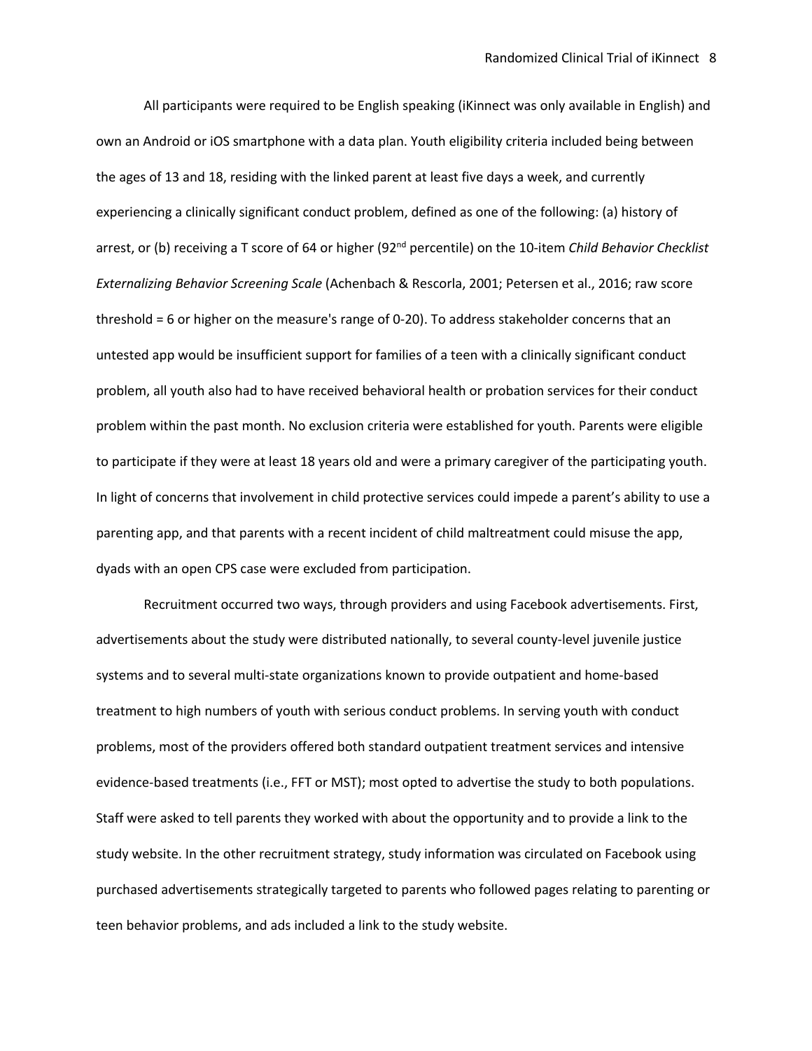All participants were required to be English speaking (iKinnect was only available in English) and own an Android or iOS smartphone with a data plan. Youth eligibility criteria included being between the ages of 13 and 18, residing with the linked parent at least five days a week, and currently experiencing a clinically significant conduct problem, defined as one of the following: (a) history of arrest, or (b) receiving a T score of 64 or higher (92nd percentile) on the 10-item *Child Behavior Checklist Externalizing Behavior Screening Scale* (Achenbach & Rescorla, 2001; Petersen et al., 2016; raw score threshold = 6 or higher on the measure's range of 0-20). To address stakeholder concerns that an untested app would be insufficient support for families of a teen with a clinically significant conduct problem, all youth also had to have received behavioral health or probation services for their conduct problem within the past month. No exclusion criteria were established for youth. Parents were eligible to participate if they were at least 18 years old and were a primary caregiver of the participating youth. In light of concerns that involvement in child protective services could impede a parent's ability to use a parenting app, and that parents with a recent incident of child maltreatment could misuse the app, dyads with an open CPS case were excluded from participation.

Recruitment occurred two ways, through providers and using Facebook advertisements. First, advertisements about the study were distributed nationally, to several county-level juvenile justice systems and to several multi-state organizations known to provide outpatient and home-based treatment to high numbers of youth with serious conduct problems. In serving youth with conduct problems, most of the providers offered both standard outpatient treatment services and intensive evidence-based treatments (i.e., FFT or MST); most opted to advertise the study to both populations. Staff were asked to tell parents they worked with about the opportunity and to provide a link to the study website. In the other recruitment strategy, study information was circulated on Facebook using purchased advertisements strategically targeted to parents who followed pages relating to parenting or teen behavior problems, and ads included a link to the study website.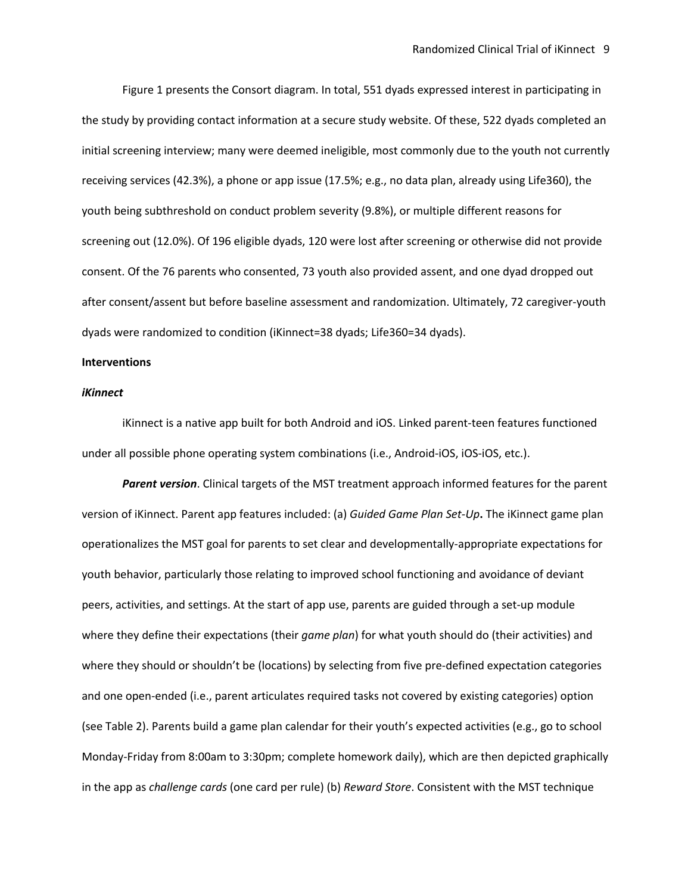Figure 1 presents the Consort diagram. In total, 551 dyads expressed interest in participating in the study by providing contact information at a secure study website. Of these, 522 dyads completed an initial screening interview; many were deemed ineligible, most commonly due to the youth not currently receiving services (42.3%), a phone or app issue (17.5%; e.g., no data plan, already using Life360), the youth being subthreshold on conduct problem severity (9.8%), or multiple different reasons for screening out (12.0%). Of 196 eligible dyads, 120 were lost after screening or otherwise did not provide consent. Of the 76 parents who consented, 73 youth also provided assent, and one dyad dropped out after consent/assent but before baseline assessment and randomization. Ultimately, 72 caregiver-youth dyads were randomized to condition (iKinnect=38 dyads; Life360=34 dyads).

**Interventions**

***iKinnect***

iKinnect is a native app built for both Android and iOS. Linked parent-teen features functioned under all possible phone operating system combinations (i.e., Android-iOS, iOS-iOS, etc.).

***Parent version***. Clinical targets of the MST treatment approach informed features for the parent version of iKinnect. Parent app features included: (a) *Guided Game Plan Set-Up***.** The iKinnect game plan operationalizes the MST goal for parents to set clear and developmentally-appropriate expectations for youth behavior, particularly those relating to improved school functioning and avoidance of deviant peers, activities, and settings. At the start of app use, parents are guided through a set-up module where they define their expectations (their *game plan*) for what youth should do (their activities) and where they should or shouldn't be (locations) by selecting from five pre-defined expectation categories and one open-ended (i.e., parent articulates required tasks not covered by existing categories) option (see Table 2). Parents build a game plan calendar for their youth's expected activities (e.g., go to school Monday-Friday from 8:00am to 3:30pm; complete homework daily), which are then depicted graphically in the app as *challenge cards* (one card per rule) (b) *Reward Store*. Consistent with the MST technique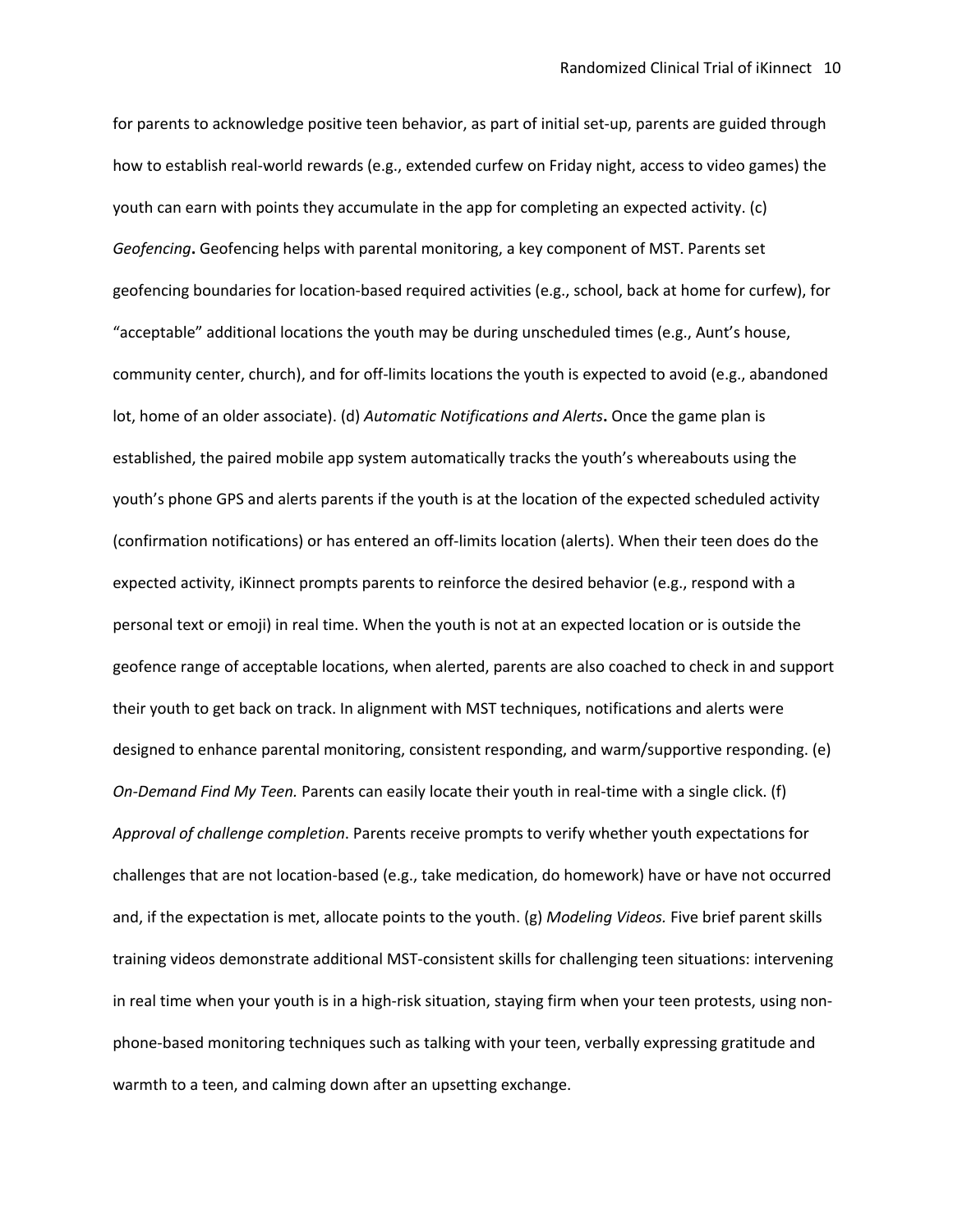for parents to acknowledge positive teen behavior, as part of initial set-up, parents are guided through how to establish real-world rewards (e.g., extended curfew on Friday night, access to video games) the youth can earn with points they accumulate in the app for completing an expected activity. (c) *Geofencing***.** Geofencing helps with parental monitoring, a key component of MST. Parents set geofencing boundaries for location-based required activities (e.g., school, back at home for curfew), for "acceptable" additional locations the youth may be during unscheduled times (e.g., Aunt's house, community center, church), and for off-limits locations the youth is expected to avoid (e.g., abandoned lot, home of an older associate). (d) *Automatic Notifications and Alerts***.** Once the game plan is established, the paired mobile app system automatically tracks the youth's whereabouts using the youth's phone GPS and alerts parents if the youth is at the location of the expected scheduled activity (confirmation notifications) or has entered an off-limits location (alerts). When their teen does do the expected activity, iKinnect prompts parents to reinforce the desired behavior (e.g., respond with a personal text or emoji) in real time. When the youth is not at an expected location or is outside the geofence range of acceptable locations, when alerted, parents are also coached to check in and support their youth to get back on track. In alignment with MST techniques, notifications and alerts were designed to enhance parental monitoring, consistent responding, and warm/supportive responding. (e) *On-Demand Find My Teen.* Parents can easily locate their youth in real-time with a single click. (f) *Approval of challenge completion*. Parents receive prompts to verify whether youth expectations for challenges that are not location-based (e.g., take medication, do homework) have or have not occurred and, if the expectation is met, allocate points to the youth. (g) *Modeling Videos.* Five brief parent skills training videos demonstrate additional MST-consistent skills for challenging teen situations: intervening in real time when your youth is in a high-risk situation, staying firm when your teen protests, using non-phone-based monitoring techniques such as talking with your teen, verbally expressing gratitude and warmth to a teen, and calming down after an upsetting exchange.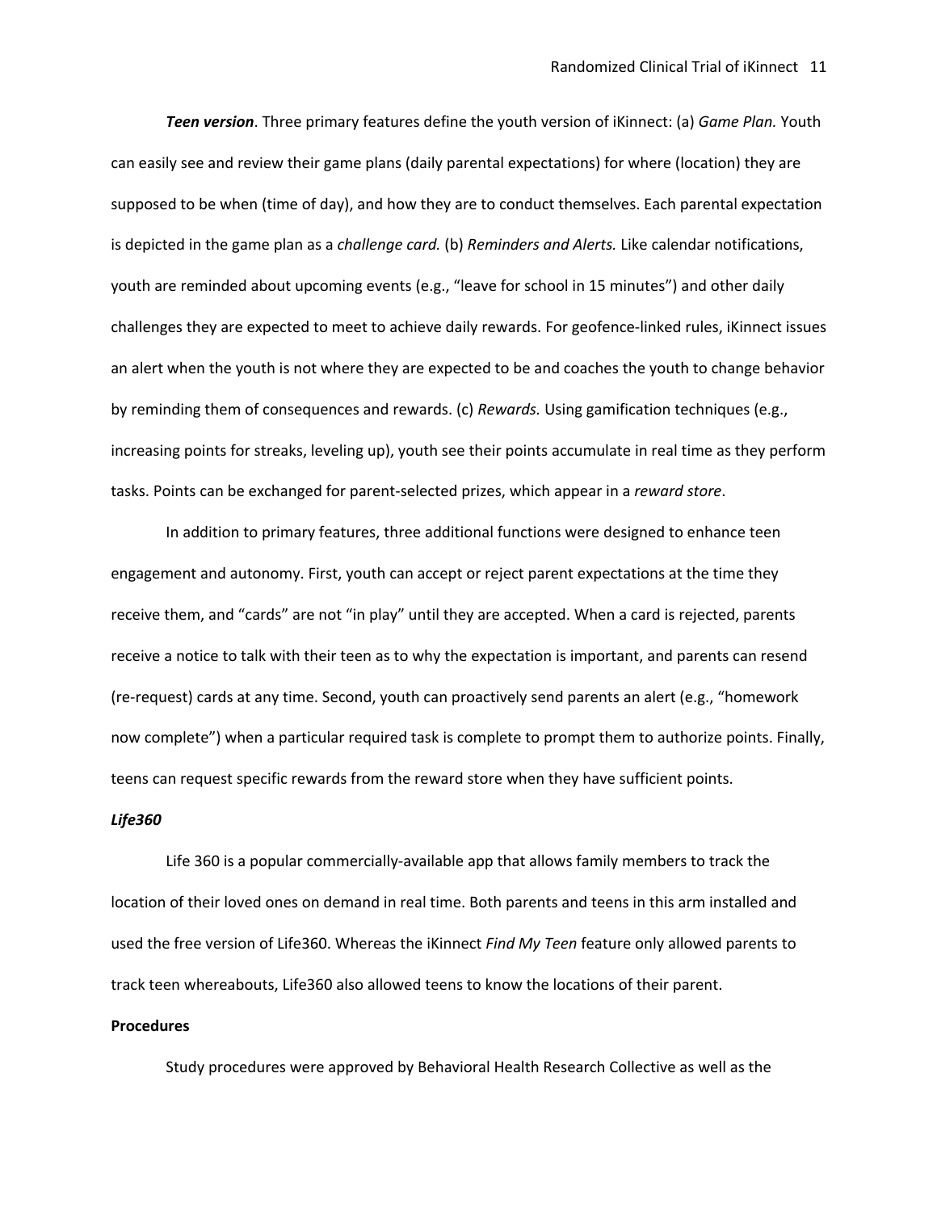***Teen version***. Three primary features define the youth version of iKinnect: (a) *Game Plan.* Youth can easily see and review their game plans (daily parental expectations) for where (location) they are supposed to be when (time of day), and how they are to conduct themselves. Each parental expectation is depicted in the game plan as a *challenge card.* (b) *Reminders and Alerts.* Like calendar notifications, youth are reminded about upcoming events (e.g., "leave for school in 15 minutes") and other daily challenges they are expected to meet to achieve daily rewards. For geofence-linked rules, iKinnect issues an alert when the youth is not where they are expected to be and coaches the youth to change behavior by reminding them of consequences and rewards. (c) *Rewards.* Using gamification techniques (e.g., increasing points for streaks, leveling up), youth see their points accumulate in real time as they perform tasks. Points can be exchanged for parent-selected prizes, which appear in a *reward store*.

In addition to primary features, three additional functions were designed to enhance teen engagement and autonomy. First, youth can accept or reject parent expectations at the time they receive them, and "cards" are not "in play" until they are accepted. When a card is rejected, parents receive a notice to talk with their teen as to why the expectation is important, and parents can resend (re-request) cards at any time. Second, youth can proactively send parents an alert (e.g., "homework now complete") when a particular required task is complete to prompt them to authorize points. Finally, teens can request specific rewards from the reward store when they have sufficient points.

### *Life360*

Life 360 is a popular commercially-available app that allows family members to track the location of their loved ones on demand in real time. Both parents and teens in this arm installed and used the free version of Life360. Whereas the iKinnect *Find My Teen* feature only allowed parents to track teen whereabouts, Life360 also allowed teens to know the locations of their parent.

## Procedures

Study procedures were approved by Behavioral Health Research Collective as well as the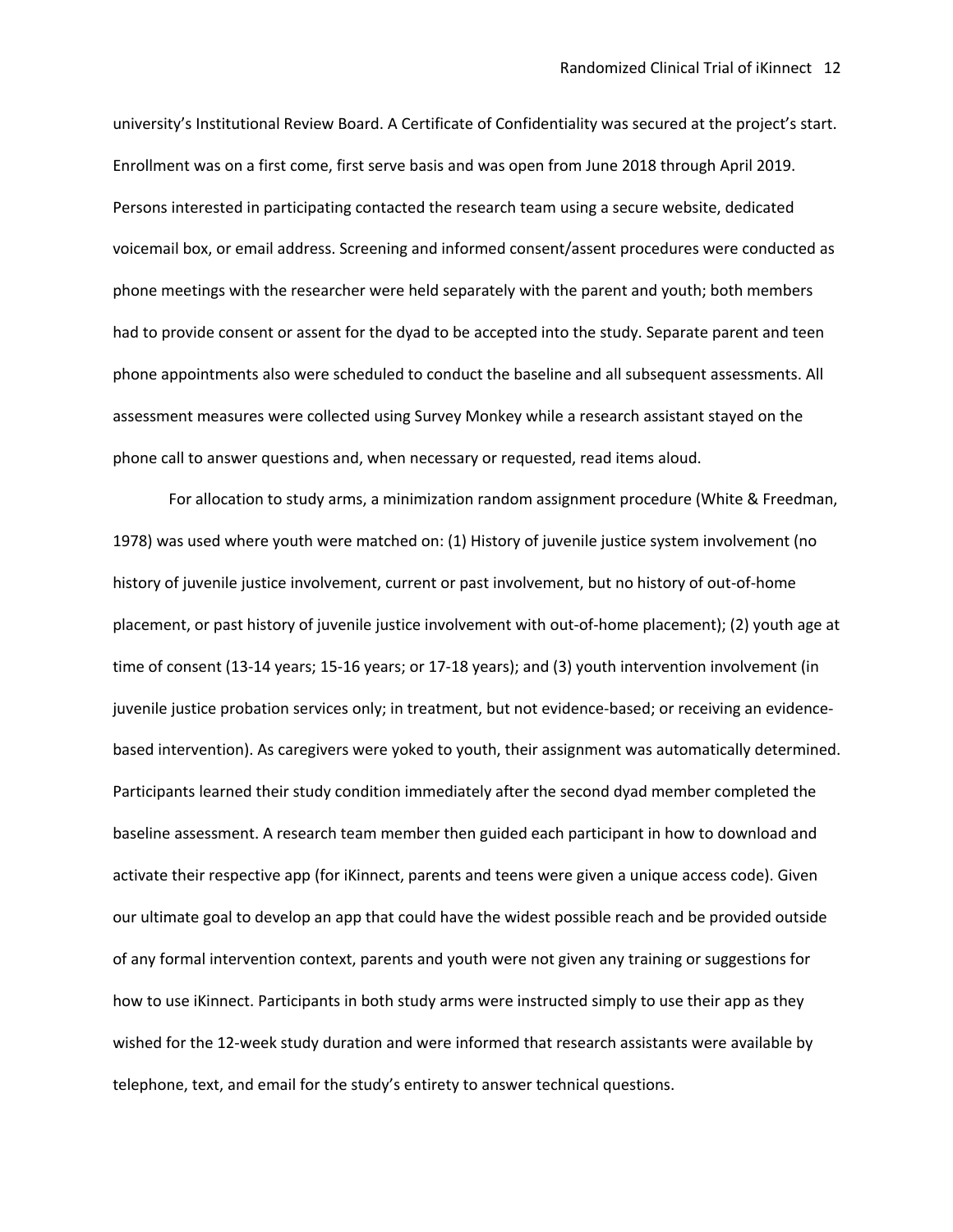university's Institutional Review Board. A Certificate of Confidentiality was secured at the project's start. Enrollment was on a first come, first serve basis and was open from June 2018 through April 2019. Persons interested in participating contacted the research team using a secure website, dedicated voicemail box, or email address. Screening and informed consent/assent procedures were conducted as phone meetings with the researcher were held separately with the parent and youth; both members had to provide consent or assent for the dyad to be accepted into the study. Separate parent and teen phone appointments also were scheduled to conduct the baseline and all subsequent assessments. All assessment measures were collected using Survey Monkey while a research assistant stayed on the phone call to answer questions and, when necessary or requested, read items aloud.

For allocation to study arms, a minimization random assignment procedure (White & Freedman, 1978) was used where youth were matched on: (1) History of juvenile justice system involvement (no history of juvenile justice involvement, current or past involvement, but no history of out-of-home placement, or past history of juvenile justice involvement with out-of-home placement); (2) youth age at time of consent (13-14 years; 15-16 years; or 17-18 years); and (3) youth intervention involvement (in juvenile justice probation services only; in treatment, but not evidence-based; or receiving an evidence-based intervention). As caregivers were yoked to youth, their assignment was automatically determined. Participants learned their study condition immediately after the second dyad member completed the baseline assessment. A research team member then guided each participant in how to download and activate their respective app (for iKinnect, parents and teens were given a unique access code). Given our ultimate goal to develop an app that could have the widest possible reach and be provided outside of any formal intervention context, parents and youth were not given any training or suggestions for how to use iKinnect. Participants in both study arms were instructed simply to use their app as they wished for the 12-week study duration and were informed that research assistants were available by telephone, text, and email for the study's entirety to answer technical questions.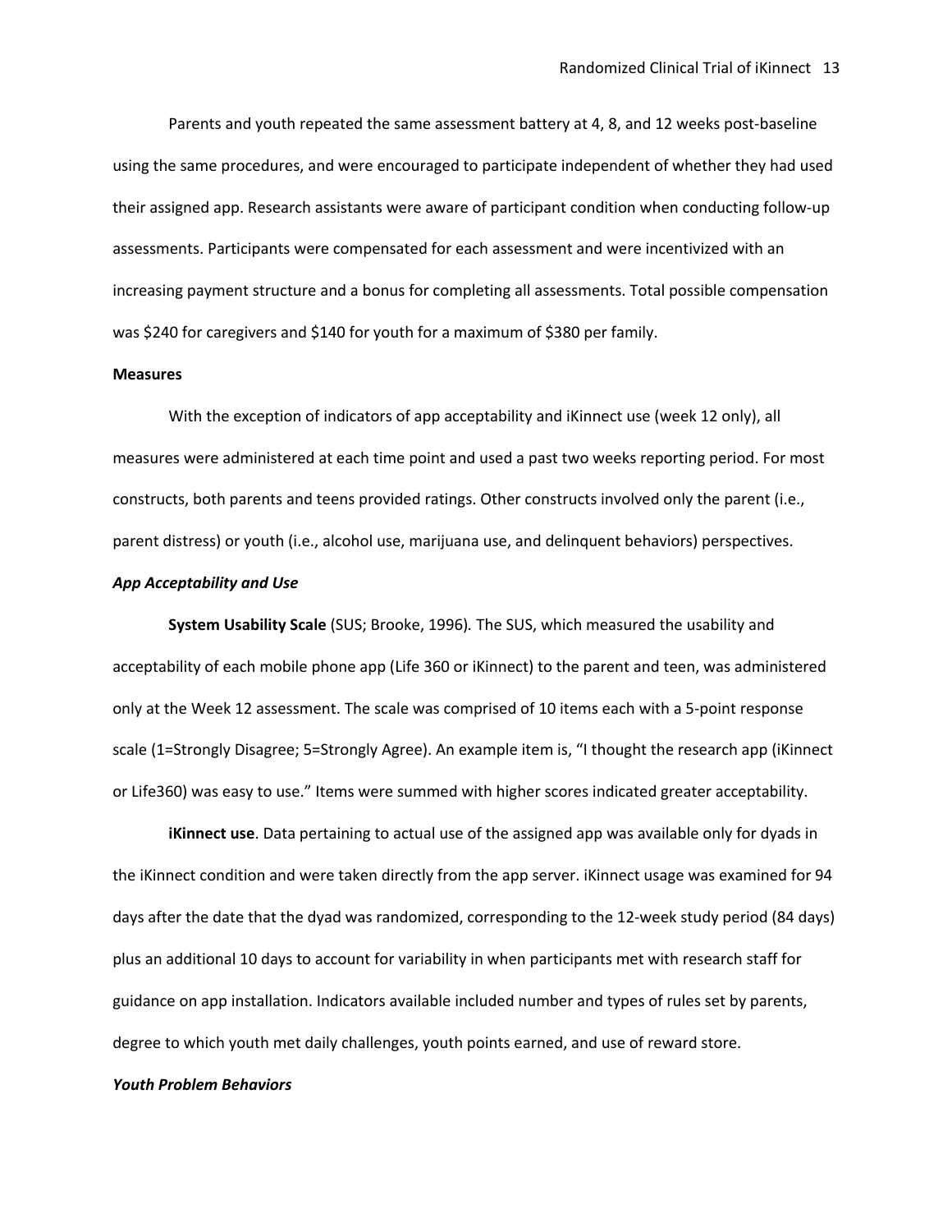Parents and youth repeated the same assessment battery at 4, 8, and 12 weeks post-baseline using the same procedures, and were encouraged to participate independent of whether they had used their assigned app. Research assistants were aware of participant condition when conducting follow-up assessments. Participants were compensated for each assessment and were incentivized with an increasing payment structure and a bonus for completing all assessments. Total possible compensation was $240 for caregivers and $140 for youth for a maximum of $380 per family.

**Measures**

With the exception of indicators of app acceptability and iKinnect use (week 12 only), all measures were administered at each time point and used a past two weeks reporting period. For most constructs, both parents and teens provided ratings. Other constructs involved only the parent (i.e., parent distress) or youth (i.e., alcohol use, marijuana use, and delinquent behaviors) perspectives.

***App Acceptability and Use***

**System Usability Scale** (SUS; Brooke, 1996)*.* The SUS, which measured the usability and acceptability of each mobile phone app (Life 360 or iKinnect) to the parent and teen, was administered only at the Week 12 assessment. The scale was comprised of 10 items each with a 5-point response scale (1=Strongly Disagree; 5=Strongly Agree). An example item is, "I thought the research app (iKinnect or Life360) was easy to use." Items were summed with higher scores indicated greater acceptability.

**iKinnect use**. Data pertaining to actual use of the assigned app was available only for dyads in the iKinnect condition and were taken directly from the app server. iKinnect usage was examined for 94 days after the date that the dyad was randomized, corresponding to the 12-week study period (84 days) plus an additional 10 days to account for variability in when participants met with research staff for guidance on app installation. Indicators available included number and types of rules set by parents, degree to which youth met daily challenges, youth points earned, and use of reward store.

***Youth Problem Behaviors***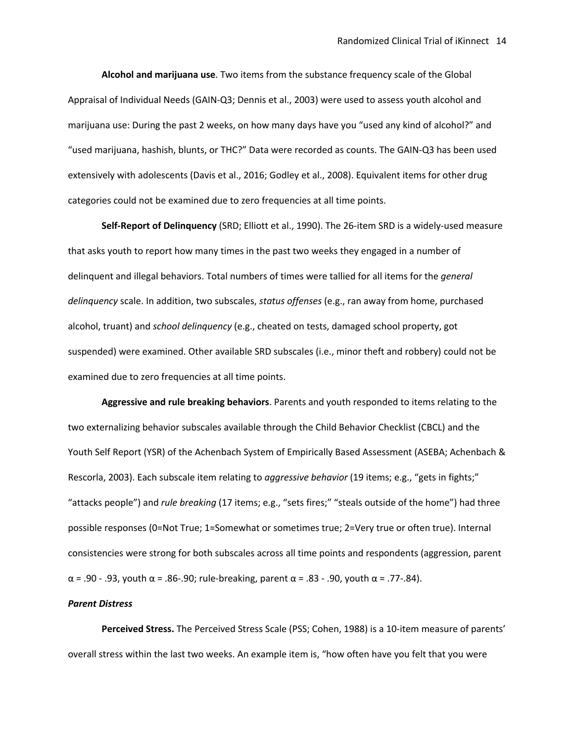**Alcohol and marijuana use**. Two items from the substance frequency scale of the Global Appraisal of Individual Needs (GAIN-Q3; Dennis et al., 2003) were used to assess youth alcohol and marijuana use: During the past 2 weeks, on how many days have you "used any kind of alcohol?" and "used marijuana, hashish, blunts, or THC?" Data were recorded as counts. The GAIN-Q3 has been used extensively with adolescents (Davis et al., 2016; Godley et al., 2008). Equivalent items for other drug categories could not be examined due to zero frequencies at all time points.

**Self-Report of Delinquency** (SRD; Elliott et al., 1990). The 26-item SRD is a widely-used measure that asks youth to report how many times in the past two weeks they engaged in a number of delinquent and illegal behaviors. Total numbers of times were tallied for all items for the *general delinquency* scale. In addition, two subscales, *status offenses* (e.g., ran away from home, purchased alcohol, truant) and *school delinquency* (e.g., cheated on tests, damaged school property, got suspended) were examined. Other available SRD subscales (i.e., minor theft and robbery) could not be examined due to zero frequencies at all time points.

**Aggressive and rule breaking behaviors**. Parents and youth responded to items relating to the two externalizing behavior subscales available through the Child Behavior Checklist (CBCL) and the Youth Self Report (YSR) of the Achenbach System of Empirically Based Assessment (ASEBA; Achenbach & Rescorla, 2003). Each subscale item relating to *aggressive behavior* (19 items; e.g., "gets in fights;" "attacks people") and *rule breaking* (17 items; e.g., "sets fires;" "steals outside of the home") had three possible responses (0=Not True; 1=Somewhat or sometimes true; 2=Very true or often true). Internal consistencies were strong for both subscales across all time points and respondents (aggression, parent $\alpha$ = .90 - .93, youth $\alpha$ = .86-.90; rule-breaking, parent $\alpha$ = .83 - .90, youth $\alpha$ = .77-.84).

***Parent Distress***

**Perceived Stress.** The Perceived Stress Scale (PSS; Cohen, 1988) is a 10-item measure of parents' overall stress within the last two weeks. An example item is, "how often have you felt that you were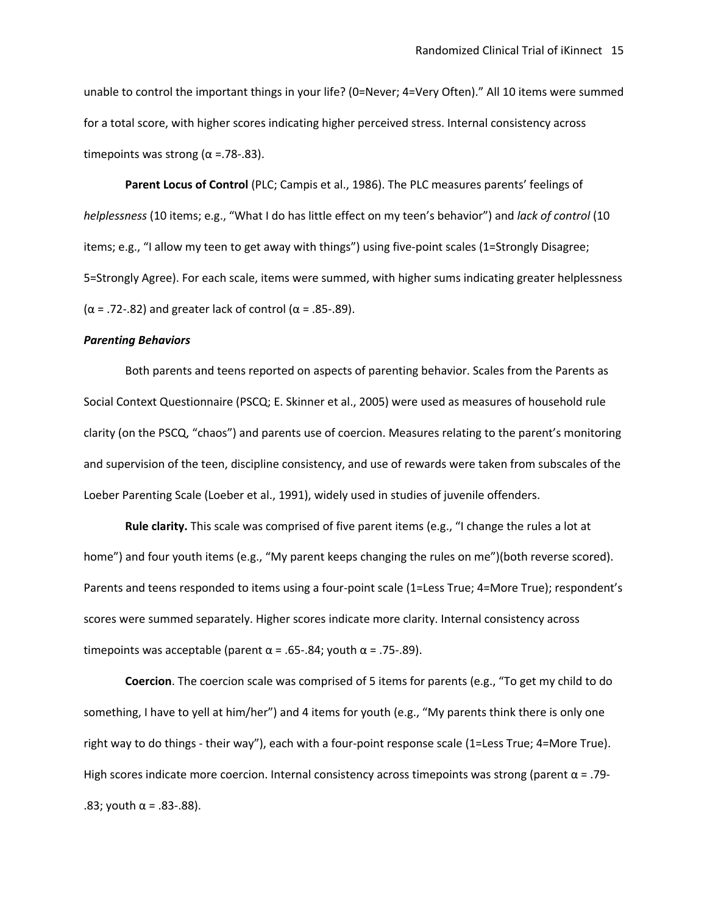unable to control the important things in your life? (0=Never; 4=Very Often)." All 10 items were summed for a total score, with higher scores indicating higher perceived stress. Internal consistency across timepoints was strong ($\alpha$ =.78-.83).

**Parent Locus of Control** (PLC; Campis et al., 1986). The PLC measures parents' feelings of *helplessness* (10 items; e.g., "What I do has little effect on my teen's behavior") and *lack of control* (10 items; e.g., "I allow my teen to get away with things") using five-point scales (1=Strongly Disagree; 5=Strongly Agree). For each scale, items were summed, with higher sums indicating greater helplessness ($\alpha$ = .72-.82) and greater lack of control ($\alpha$ = .85-.89).

***Parenting Behaviors***

Both parents and teens reported on aspects of parenting behavior. Scales from the Parents as Social Context Questionnaire (PSCQ; E. Skinner et al., 2005) were used as measures of household rule clarity (on the PSCQ, "chaos") and parents use of coercion. Measures relating to the parent's monitoring and supervision of the teen, discipline consistency, and use of rewards were taken from subscales of the Loeber Parenting Scale (Loeber et al., 1991), widely used in studies of juvenile offenders.

**Rule clarity.** This scale was comprised of five parent items (e.g., "I change the rules a lot at home") and four youth items (e.g., "My parent keeps changing the rules on me")(both reverse scored). Parents and teens responded to items using a four-point scale (1=Less True; 4=More True); respondent's scores were summed separately. Higher scores indicate more clarity. Internal consistency across timepoints was acceptable (parent $\alpha$ = .65-.84; youth $\alpha$ = .75-.89).

**Coercion**. The coercion scale was comprised of 5 items for parents (e.g., "To get my child to do something, I have to yell at him/her") and 4 items for youth (e.g., "My parents think there is only one right way to do things - their way"), each with a four-point response scale (1=Less True; 4=More True). High scores indicate more coercion. Internal consistency across timepoints was strong (parent $\alpha$ = .79-.83; youth $\alpha$ = .83-.88).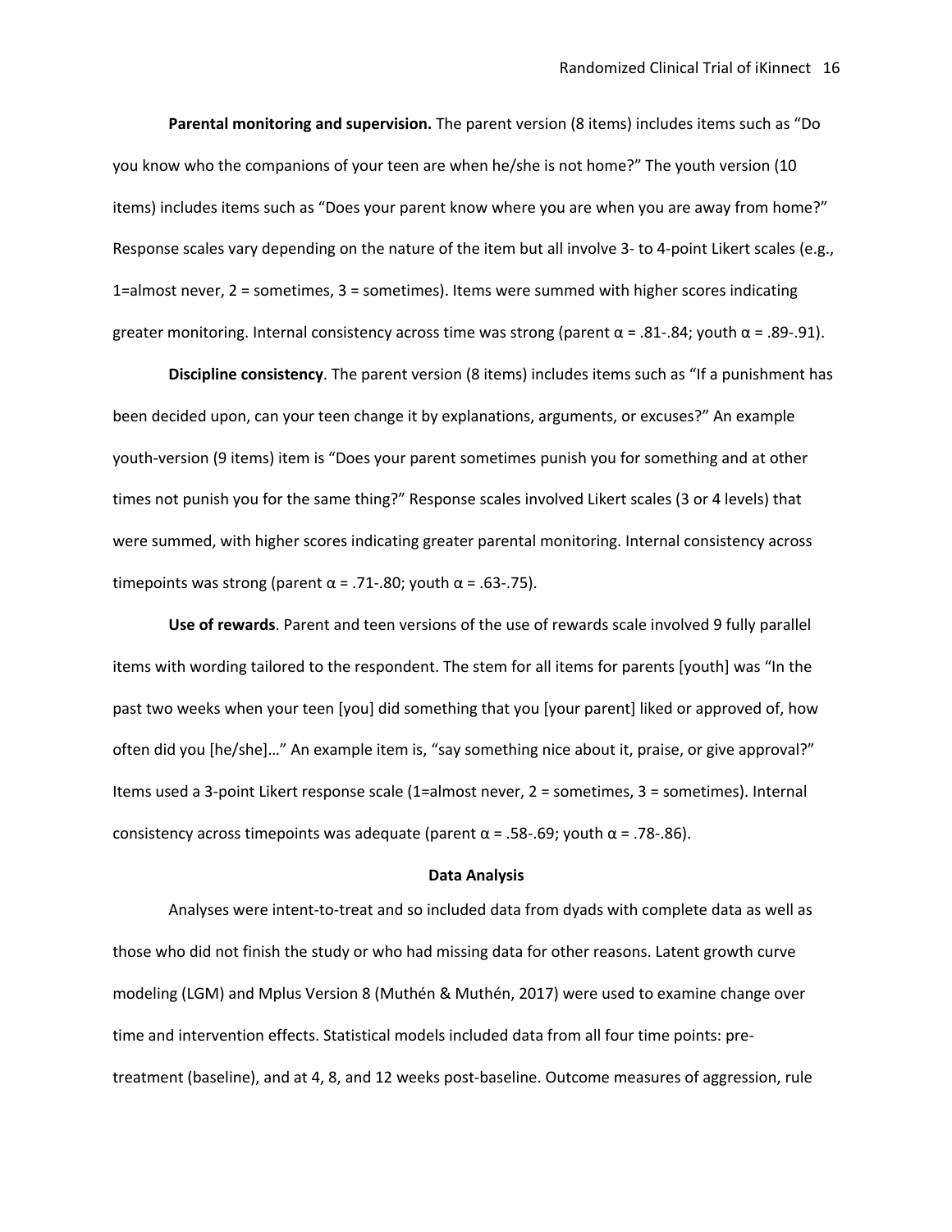**Parental monitoring and supervision.** The parent version (8 items) includes items such as "Do you know who the companions of your teen are when he/she is not home?" The youth version (10 items) includes items such as "Does your parent know where you are when you are away from home?" Response scales vary depending on the nature of the item but all involve 3- to 4-point Likert scales (e.g., 1=almost never, 2 = sometimes, 3 = sometimes). Items were summed with higher scores indicating greater monitoring. Internal consistency across time was strong (parent α = .81-.84; youth α = .89-.91).

**Discipline consistency**. The parent version (8 items) includes items such as "If a punishment has been decided upon, can your teen change it by explanations, arguments, or excuses?" An example youth-version (9 items) item is "Does your parent sometimes punish you for something and at other times not punish you for the same thing?" Response scales involved Likert scales (3 or 4 levels) that were summed, with higher scores indicating greater parental monitoring. Internal consistency across timepoints was strong (parent α = .71-.80; youth α = .63-.75).

**Use of rewards**. Parent and teen versions of the use of rewards scale involved 9 fully parallel items with wording tailored to the respondent. The stem for all items for parents [youth] was "In the past two weeks when your teen [you] did something that you [your parent] liked or approved of, how often did you [he/she]…" An example item is, "say something nice about it, praise, or give approval?" Items used a 3-point Likert response scale (1=almost never, 2 = sometimes, 3 = sometimes). Internal consistency across timepoints was adequate (parent α = .58-.69; youth α = .78-.86).

## Data Analysis

Analyses were intent-to-treat and so included data from dyads with complete data as well as those who did not finish the study or who had missing data for other reasons. Latent growth curve modeling (LGM) and Mplus Version 8 (Muthén & Muthén, 2017) were used to examine change over time and intervention effects. Statistical models included data from all four time points: pre-treatment (baseline), and at 4, 8, and 12 weeks post-baseline. Outcome measures of aggression, rule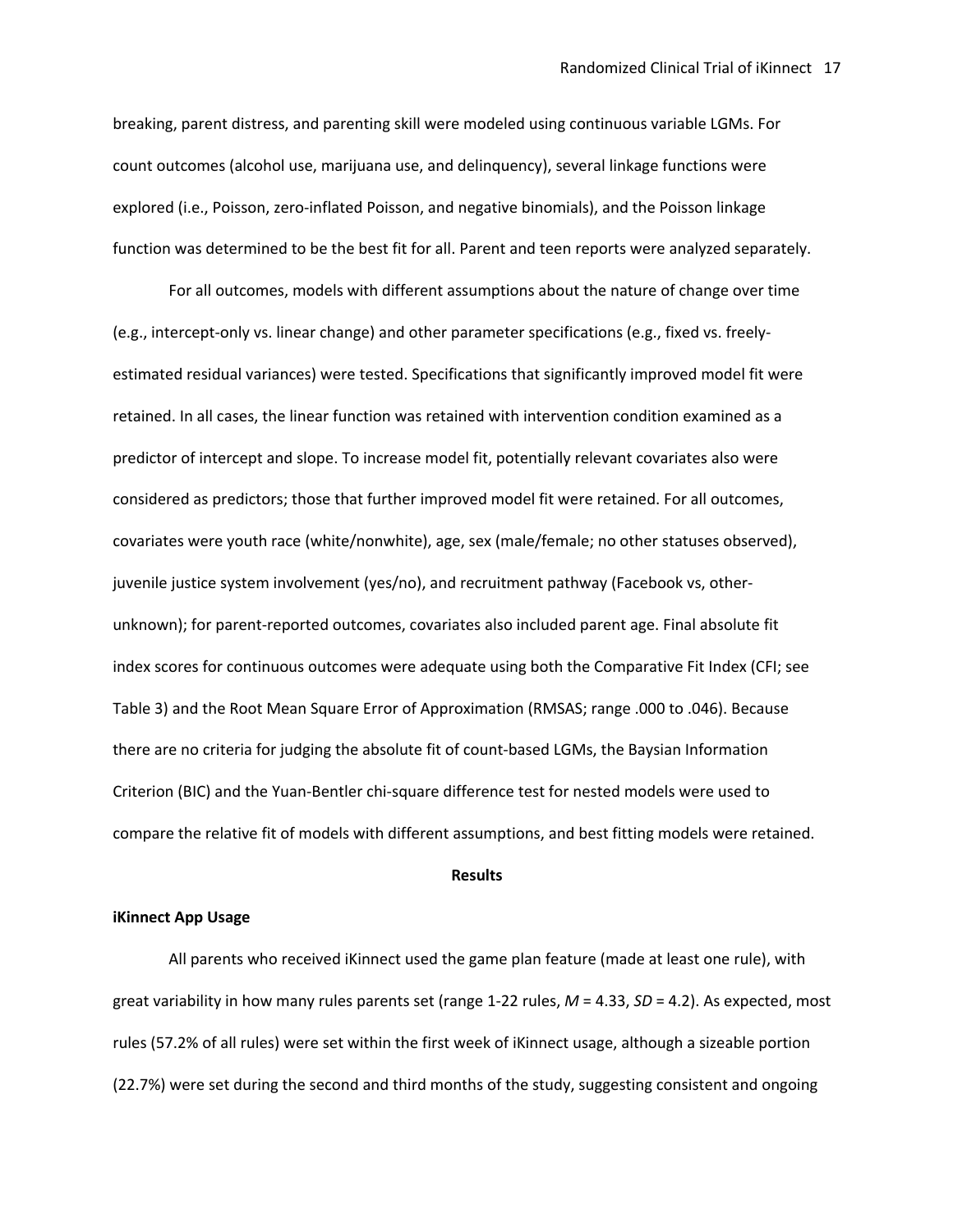breaking, parent distress, and parenting skill were modeled using continuous variable LGMs. For count outcomes (alcohol use, marijuana use, and delinquency), several linkage functions were explored (i.e., Poisson, zero-inflated Poisson, and negative binomials), and the Poisson linkage function was determined to be the best fit for all. Parent and teen reports were analyzed separately.

For all outcomes, models with different assumptions about the nature of change over time (e.g., intercept-only vs. linear change) and other parameter specifications (e.g., fixed vs. freely-estimated residual variances) were tested. Specifications that significantly improved model fit were retained. In all cases, the linear function was retained with intervention condition examined as a predictor of intercept and slope. To increase model fit, potentially relevant covariates also were considered as predictors; those that further improved model fit were retained. For all outcomes, covariates were youth race (white/nonwhite), age, sex (male/female; no other statuses observed), juvenile justice system involvement (yes/no), and recruitment pathway (Facebook vs, other-unknown); for parent-reported outcomes, covariates also included parent age. Final absolute fit index scores for continuous outcomes were adequate using both the Comparative Fit Index (CFI; see Table 3) and the Root Mean Square Error of Approximation (RMSAS; range .000 to .046). Because there are no criteria for judging the absolute fit of count-based LGMs, the Baysian Information Criterion (BIC) and the Yuan-Bentler chi-square difference test for nested models were used to compare the relative fit of models with different assumptions, and best fitting models were retained.

## Results

### iKinnect App Usage

All parents who received iKinnect used the game plan feature (made at least one rule), with great variability in how many rules parents set (range 1-22 rules, $M = 4.33$, $SD = 4.2$). As expected, most rules (57.2% of all rules) were set within the first week of iKinnect usage, although a sizeable portion (22.7%) were set during the second and third months of the study, suggesting consistent and ongoing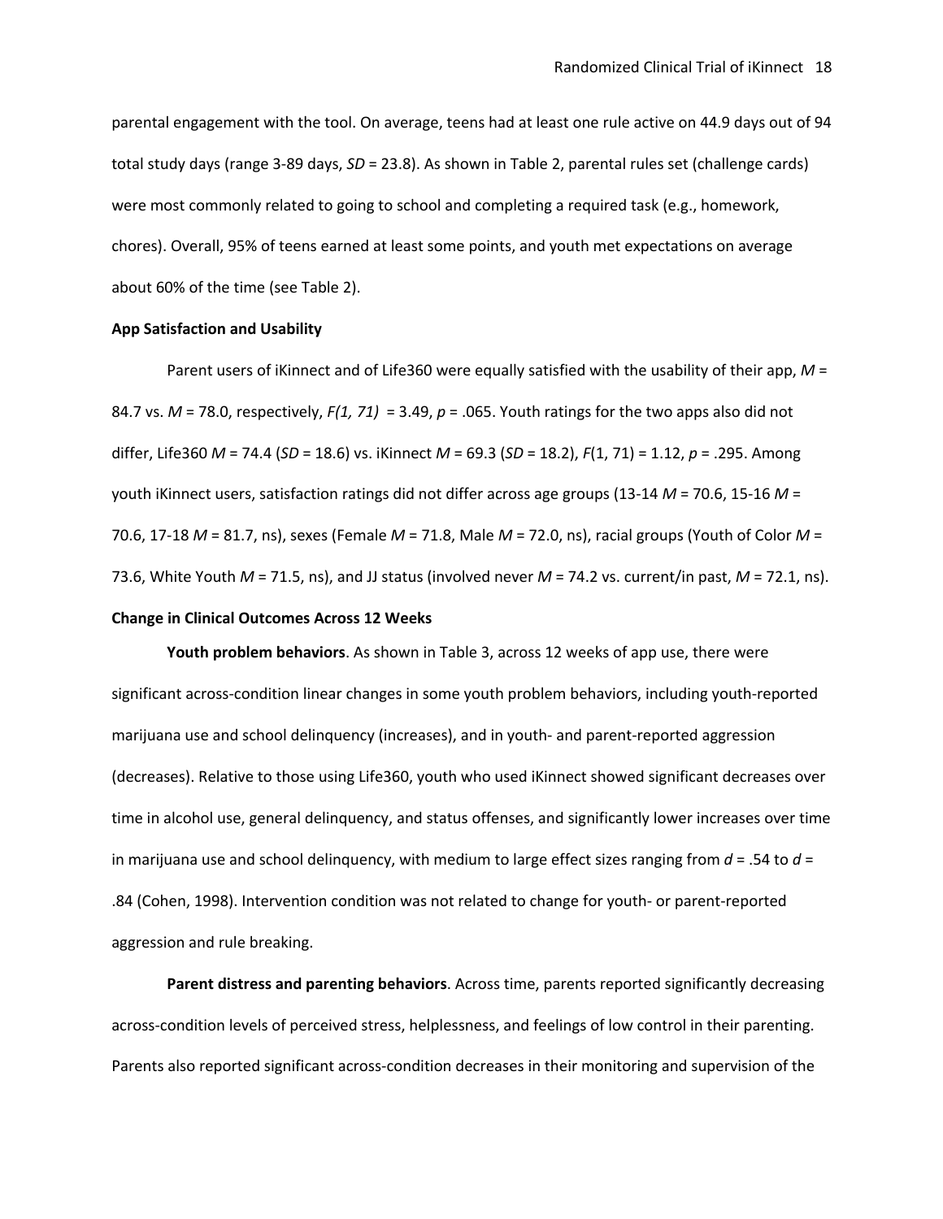parental engagement with the tool. On average, teens had at least one rule active on 44.9 days out of 94 total study days (range 3-89 days, $SD$ = 23.8). As shown in Table 2, parental rules set (challenge cards) were most commonly related to going to school and completing a required task (e.g., homework, chores). Overall, 95% of teens earned at least some points, and youth met expectations on average about 60% of the time (see Table 2).

**App Satisfaction and Usability**

Parent users of iKinnect and of Life360 were equally satisfied with the usability of their app, $M$ = 84.7 vs. $M$ = 78.0, respectively, $F(1, 71)$ = 3.49, $p$ = .065. Youth ratings for the two apps also did not differ, Life360 $M$ = 74.4 ($SD$ = 18.6) vs. iKinnect $M$ = 69.3 ($SD$ = 18.2), $F(1, 71)$ = 1.12, $p$ = .295. Among youth iKinnect users, satisfaction ratings did not differ across age groups (13-14 $M$ = 70.6, 15-16 $M$ = 70.6, 17-18 $M$ = 81.7, ns), sexes (Female $M$ = 71.8, Male $M$ = 72.0, ns), racial groups (Youth of Color $M$ = 73.6, White Youth $M$ = 71.5, ns), and JJ status (involved never $M$ = 74.2 vs. current/in past, $M$ = 72.1, ns).

**Change in Clinical Outcomes Across 12 Weeks**

**Youth problem behaviors**. As shown in Table 3, across 12 weeks of app use, there were significant across-condition linear changes in some youth problem behaviors, including youth-reported marijuana use and school delinquency (increases), and in youth- and parent-reported aggression (decreases). Relative to those using Life360, youth who used iKinnect showed significant decreases over time in alcohol use, general delinquency, and status offenses, and significantly lower increases over time in marijuana use and school delinquency, with medium to large effect sizes ranging from $d$ = .54 to $d$ = .84 (Cohen, 1998). Intervention condition was not related to change for youth- or parent-reported aggression and rule breaking.

**Parent distress and parenting behaviors**. Across time, parents reported significantly decreasing across-condition levels of perceived stress, helplessness, and feelings of low control in their parenting. Parents also reported significant across-condition decreases in their monitoring and supervision of the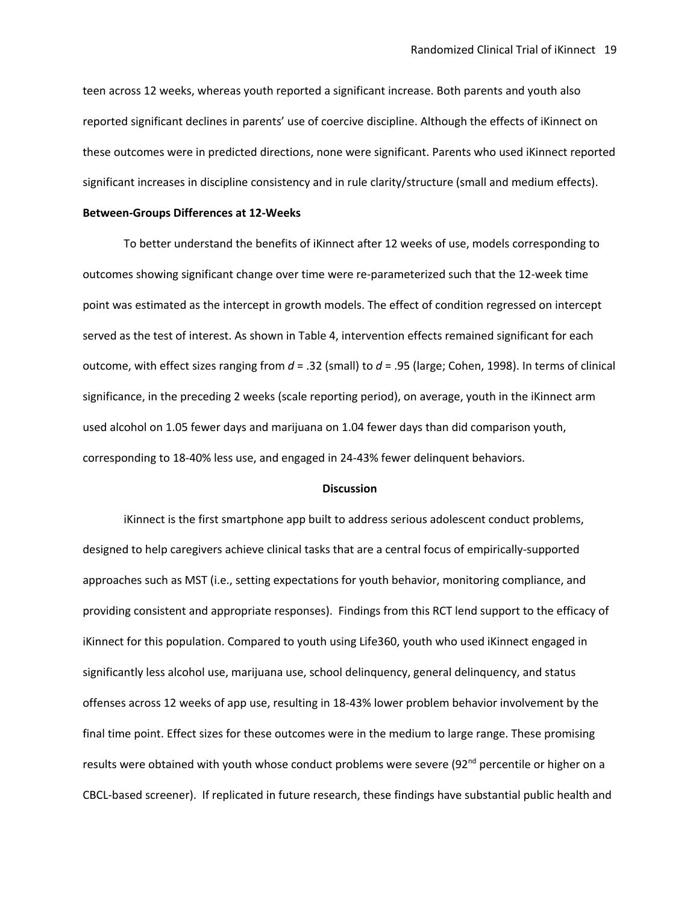teen across 12 weeks, whereas youth reported a significant increase. Both parents and youth also reported significant declines in parents' use of coercive discipline. Although the effects of iKinnect on these outcomes were in predicted directions, none were significant. Parents who used iKinnect reported significant increases in discipline consistency and in rule clarity/structure (small and medium effects).

**Between-Groups Differences at 12-Weeks**

To better understand the benefits of iKinnect after 12 weeks of use, models corresponding to outcomes showing significant change over time were re-parameterized such that the 12-week time point was estimated as the intercept in growth models. The effect of condition regressed on intercept served as the test of interest. As shown in Table 4, intervention effects remained significant for each outcome, with effect sizes ranging from $d$ = .32 (small) to $d$ = .95 (large; Cohen, 1998). In terms of clinical significance, in the preceding 2 weeks (scale reporting period), on average, youth in the iKinnect arm used alcohol on 1.05 fewer days and marijuana on 1.04 fewer days than did comparison youth, corresponding to 18-40% less use, and engaged in 24-43% fewer delinquent behaviors.

## Discussion

iKinnect is the first smartphone app built to address serious adolescent conduct problems, designed to help caregivers achieve clinical tasks that are a central focus of empirically-supported approaches such as MST (i.e., setting expectations for youth behavior, monitoring compliance, and providing consistent and appropriate responses). Findings from this RCT lend support to the efficacy of iKinnect for this population. Compared to youth using Life360, youth who used iKinnect engaged in significantly less alcohol use, marijuana use, school delinquency, general delinquency, and status offenses across 12 weeks of app use, resulting in 18-43% lower problem behavior involvement by the final time point. Effect sizes for these outcomes were in the medium to large range. These promising results were obtained with youth whose conduct problems were severe (92nd percentile or higher on a CBCL-based screener). If replicated in future research, these findings have substantial public health and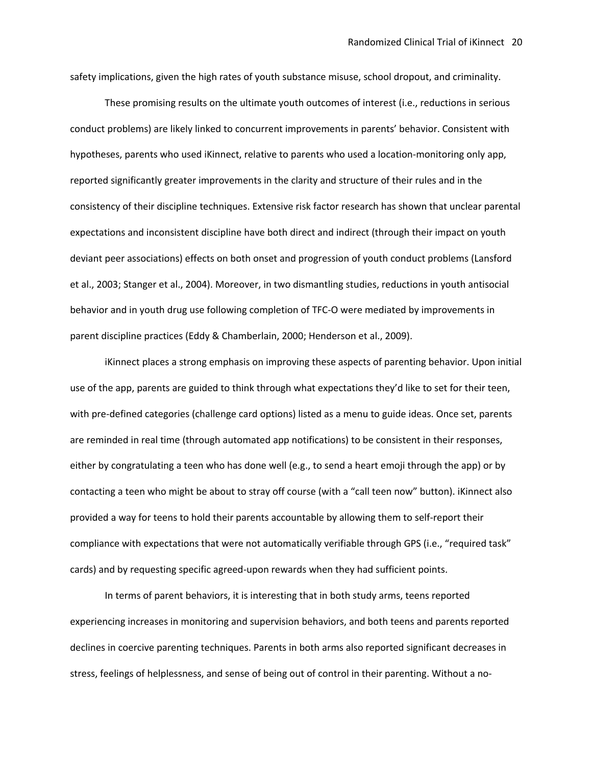safety implications, given the high rates of youth substance misuse, school dropout, and criminality.

These promising results on the ultimate youth outcomes of interest (i.e., reductions in serious conduct problems) are likely linked to concurrent improvements in parents' behavior. Consistent with hypotheses, parents who used iKinnect, relative to parents who used a location-monitoring only app, reported significantly greater improvements in the clarity and structure of their rules and in the consistency of their discipline techniques. Extensive risk factor research has shown that unclear parental expectations and inconsistent discipline have both direct and indirect (through their impact on youth deviant peer associations) effects on both onset and progression of youth conduct problems (Lansford et al., 2003; Stanger et al., 2004). Moreover, in two dismantling studies, reductions in youth antisocial behavior and in youth drug use following completion of TFC-O were mediated by improvements in parent discipline practices (Eddy & Chamberlain, 2000; Henderson et al., 2009).

iKinnect places a strong emphasis on improving these aspects of parenting behavior. Upon initial use of the app, parents are guided to think through what expectations they'd like to set for their teen, with pre-defined categories (challenge card options) listed as a menu to guide ideas. Once set, parents are reminded in real time (through automated app notifications) to be consistent in their responses, either by congratulating a teen who has done well (e.g., to send a heart emoji through the app) or by contacting a teen who might be about to stray off course (with a "call teen now" button). iKinnect also provided a way for teens to hold their parents accountable by allowing them to self-report their compliance with expectations that were not automatically verifiable through GPS (i.e., "required task" cards) and by requesting specific agreed-upon rewards when they had sufficient points.

In terms of parent behaviors, it is interesting that in both study arms, teens reported experiencing increases in monitoring and supervision behaviors, and both teens and parents reported declines in coercive parenting techniques. Parents in both arms also reported significant decreases in stress, feelings of helplessness, and sense of being out of control in their parenting. Without a no-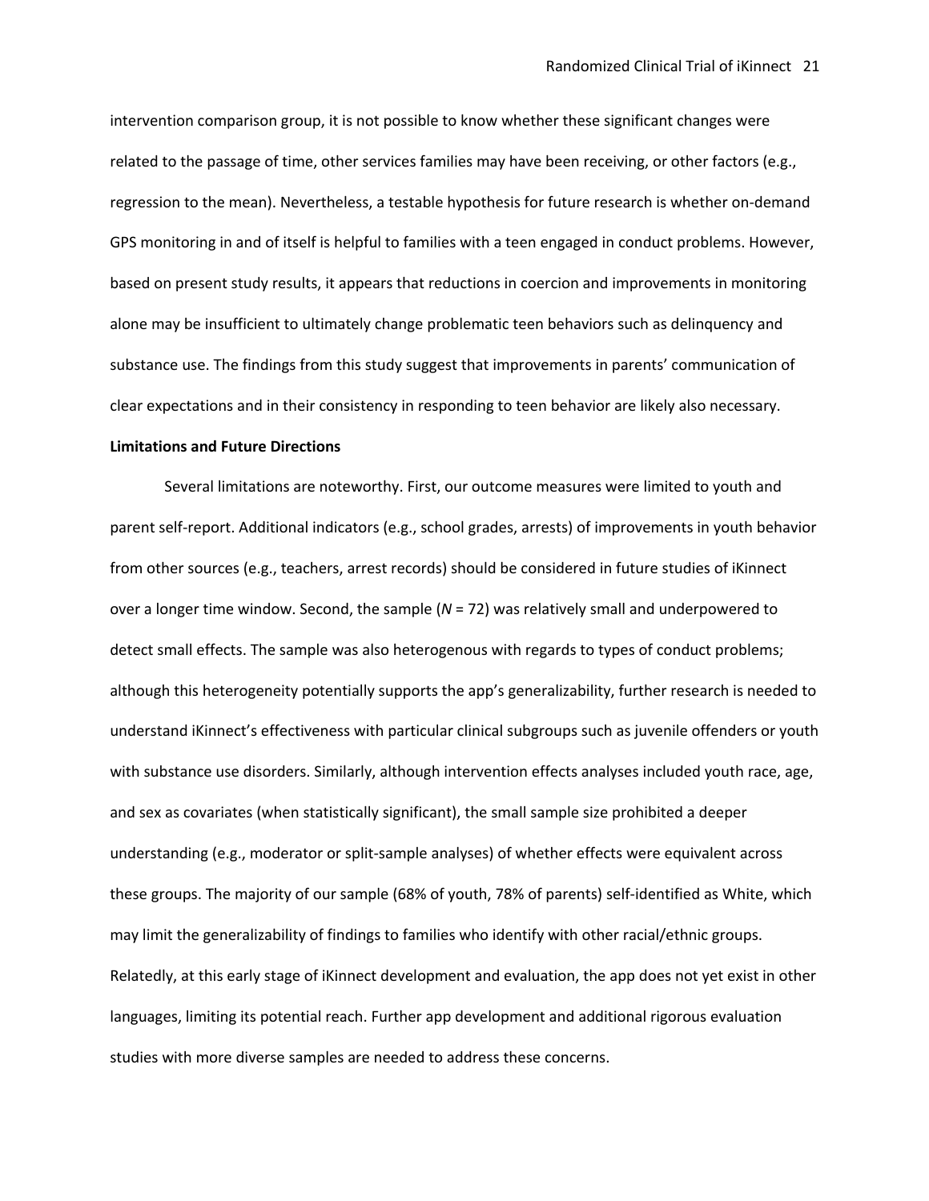intervention comparison group, it is not possible to know whether these significant changes were related to the passage of time, other services families may have been receiving, or other factors (e.g., regression to the mean). Nevertheless, a testable hypothesis for future research is whether on-demand GPS monitoring in and of itself is helpful to families with a teen engaged in conduct problems. However, based on present study results, it appears that reductions in coercion and improvements in monitoring alone may be insufficient to ultimately change problematic teen behaviors such as delinquency and substance use. The findings from this study suggest that improvements in parents' communication of clear expectations and in their consistency in responding to teen behavior are likely also necessary.

**Limitations and Future Directions**

Several limitations are noteworthy. First, our outcome measures were limited to youth and parent self-report. Additional indicators (e.g., school grades, arrests) of improvements in youth behavior from other sources (e.g., teachers, arrest records) should be considered in future studies of iKinnect over a longer time window. Second, the sample ($N$ = 72) was relatively small and underpowered to detect small effects. The sample was also heterogenous with regards to types of conduct problems; although this heterogeneity potentially supports the app's generalizability, further research is needed to understand iKinnect's effectiveness with particular clinical subgroups such as juvenile offenders or youth with substance use disorders. Similarly, although intervention effects analyses included youth race, age, and sex as covariates (when statistically significant), the small sample size prohibited a deeper understanding (e.g., moderator or split-sample analyses) of whether effects were equivalent across these groups. The majority of our sample (68% of youth, 78% of parents) self-identified as White, which may limit the generalizability of findings to families who identify with other racial/ethnic groups. Relatedly, at this early stage of iKinnect development and evaluation, the app does not yet exist in other languages, limiting its potential reach. Further app development and additional rigorous evaluation studies with more diverse samples are needed to address these concerns.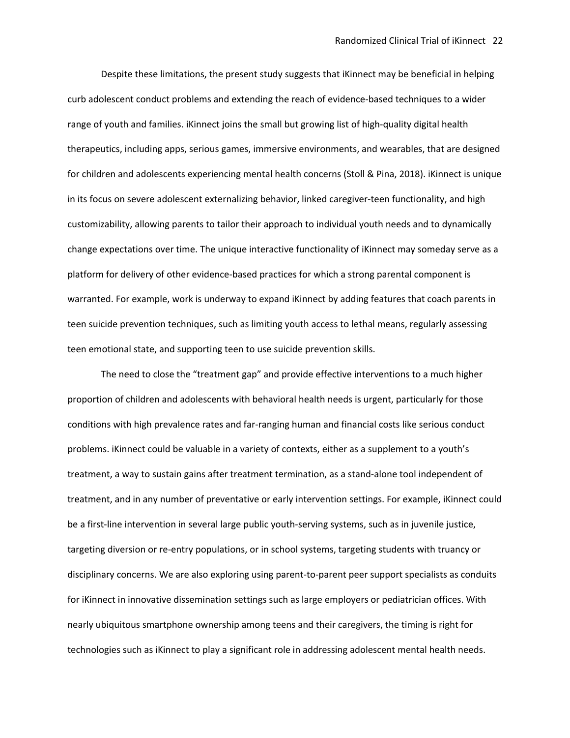Despite these limitations, the present study suggests that iKinnect may be beneficial in helping curb adolescent conduct problems and extending the reach of evidence-based techniques to a wider range of youth and families. iKinnect joins the small but growing list of high-quality digital health therapeutics, including apps, serious games, immersive environments, and wearables, that are designed for children and adolescents experiencing mental health concerns (Stoll & Pina, 2018). iKinnect is unique in its focus on severe adolescent externalizing behavior, linked caregiver-teen functionality, and high customizability, allowing parents to tailor their approach to individual youth needs and to dynamically change expectations over time. The unique interactive functionality of iKinnect may someday serve as a platform for delivery of other evidence-based practices for which a strong parental component is warranted. For example, work is underway to expand iKinnect by adding features that coach parents in teen suicide prevention techniques, such as limiting youth access to lethal means, regularly assessing teen emotional state, and supporting teen to use suicide prevention skills.

The need to close the "treatment gap" and provide effective interventions to a much higher proportion of children and adolescents with behavioral health needs is urgent, particularly for those conditions with high prevalence rates and far-ranging human and financial costs like serious conduct problems. iKinnect could be valuable in a variety of contexts, either as a supplement to a youth's treatment, a way to sustain gains after treatment termination, as a stand-alone tool independent of treatment, and in any number of preventative or early intervention settings. For example, iKinnect could be a first-line intervention in several large public youth-serving systems, such as in juvenile justice, targeting diversion or re-entry populations, or in school systems, targeting students with truancy or disciplinary concerns. We are also exploring using parent-to-parent peer support specialists as conduits for iKinnect in innovative dissemination settings such as large employers or pediatrician offices. With nearly ubiquitous smartphone ownership among teens and their caregivers, the timing is right for technologies such as iKinnect to play a significant role in addressing adolescent mental health needs.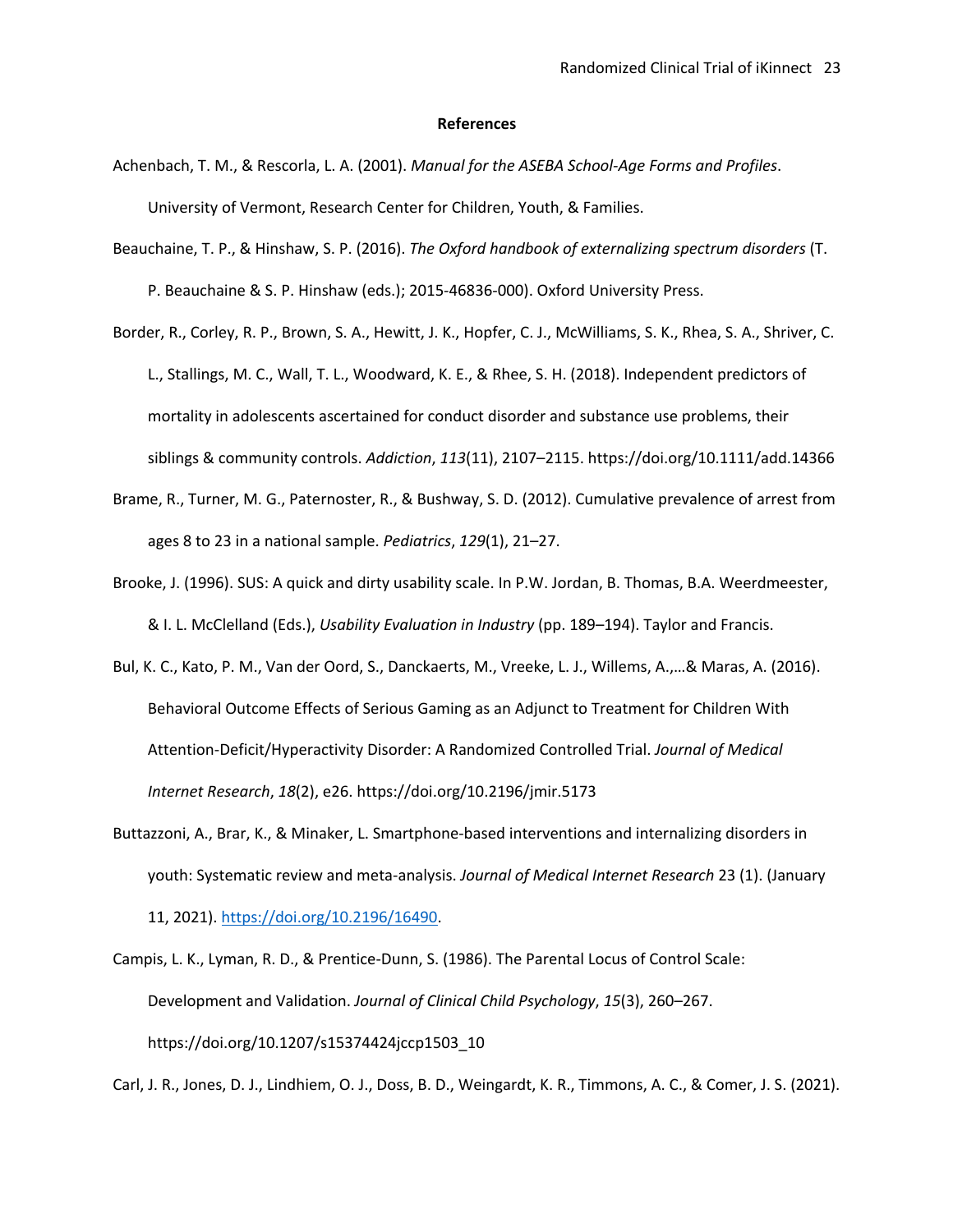## References

Achenbach, T. M., & Rescorla, L. A. (2001). *Manual for the ASEBA School-Age Forms and Profiles*. University of Vermont, Research Center for Children, Youth, & Families.

Beauchaine, T. P., & Hinshaw, S. P. (2016). *The Oxford handbook of externalizing spectrum disorders* (T. P. Beauchaine & S. P. Hinshaw (eds.); 2015-46836-000). Oxford University Press.

Border, R., Corley, R. P., Brown, S. A., Hewitt, J. K., Hopfer, C. J., McWilliams, S. K., Rhea, S. A., Shriver, C. L., Stallings, M. C., Wall, T. L., Woodward, K. E., & Rhee, S. H. (2018). Independent predictors of mortality in adolescents ascertained for conduct disorder and substance use problems, their siblings & community controls. *Addiction*, *113*(11), 2107–2115. https://doi.org/10.1111/add.14366

Brame, R., Turner, M. G., Paternoster, R., & Bushway, S. D. (2012). Cumulative prevalence of arrest from ages 8 to 23 in a national sample. *Pediatrics*, *129*(1), 21–27.

Brooke, J. (1996). SUS: A quick and dirty usability scale. In P.W. Jordan, B. Thomas, B.A. Weerdmeester, & I. L. McClelland (Eds.), *Usability Evaluation in Industry* (pp. 189–194). Taylor and Francis.

Bul, K. C., Kato, P. M., Van der Oord, S., Danckaerts, M., Vreeke, L. J., Willems, A.,…& Maras, A. (2016). Behavioral Outcome Effects of Serious Gaming as an Adjunct to Treatment for Children With Attention-Deficit/Hyperactivity Disorder: A Randomized Controlled Trial. *Journal of Medical Internet Research*, *18*(2), e26. https://doi.org/10.2196/jmir.5173

Buttazzoni, A., Brar, K., & Minaker, L. Smartphone-based interventions and internalizing disorders in youth: Systematic review and meta-analysis. *Journal of Medical Internet Research* 23 (1). (January 11, 2021). https://doi.org/10.2196/16490.

Campis, L. K., Lyman, R. D., & Prentice-Dunn, S. (1986). The Parental Locus of Control Scale: Development and Validation. *Journal of Clinical Child Psychology*, *15*(3), 260–267. https://doi.org/10.1207/s15374424jccp1503_10

Carl, J. R., Jones, D. J., Lindhiem, O. J., Doss, B. D., Weingardt, K. R., Timmons, A. C., & Comer, J. S. (2021).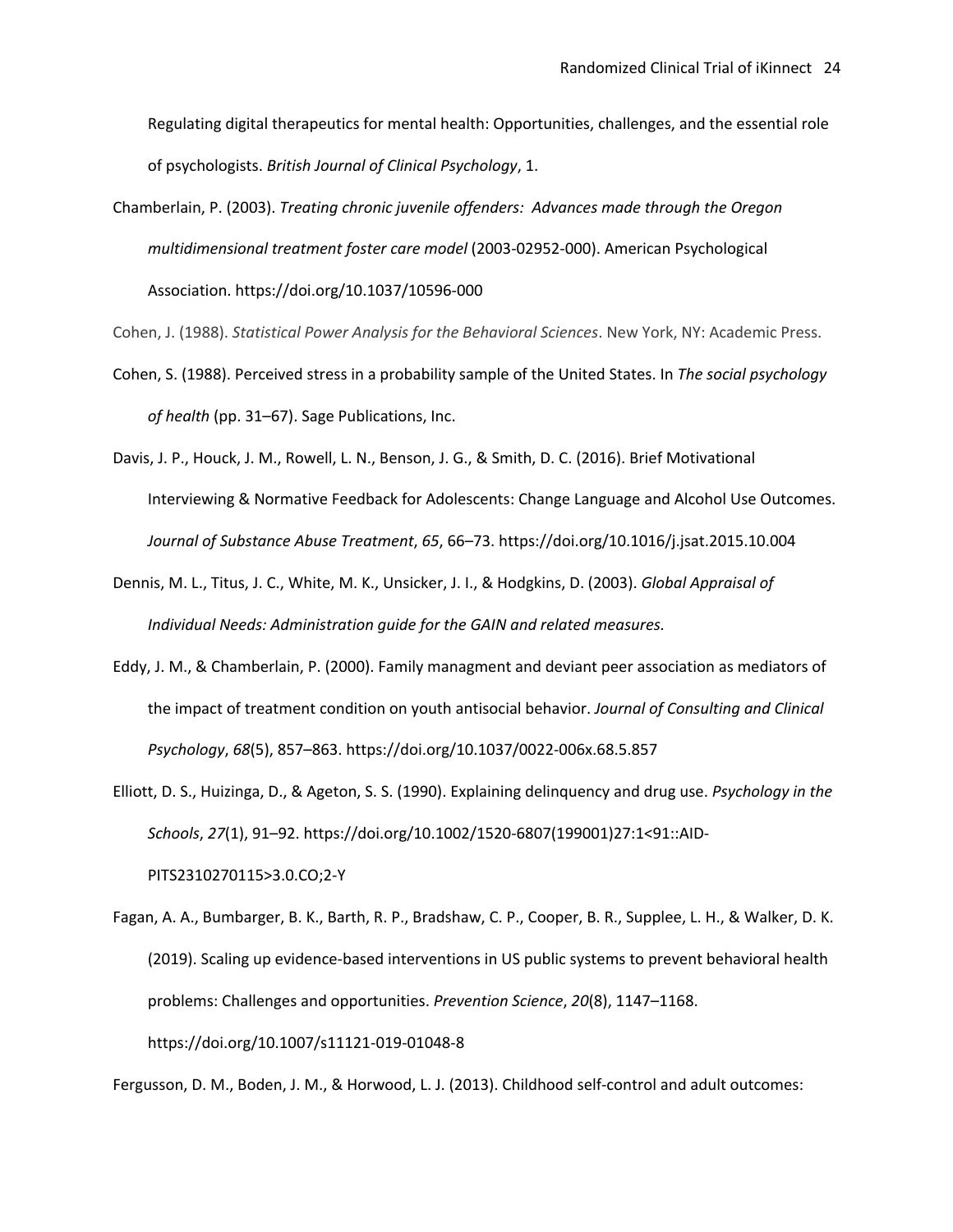Regulating digital therapeutics for mental health: Opportunities, challenges, and the essential role of psychologists. *British Journal of Clinical Psychology*, 1.

Chamberlain, P. (2003). *Treating chronic juvenile offenders: Advances made through the Oregon multidimensional treatment foster care model* (2003-02952-000). American Psychological Association. https://doi.org/10.1037/10596-000

Cohen, J. (1988). *Statistical Power Analysis for the Behavioral Sciences*. New York, NY: Academic Press.

Cohen, S. (1988). Perceived stress in a probability sample of the United States. In *The social psychology of health* (pp. 31–67). Sage Publications, Inc.

Davis, J. P., Houck, J. M., Rowell, L. N., Benson, J. G., & Smith, D. C. (2016). Brief Motivational Interviewing & Normative Feedback for Adolescents: Change Language and Alcohol Use Outcomes. *Journal of Substance Abuse Treatment*, *65*, 66–73. https://doi.org/10.1016/j.jsat.2015.10.004

Dennis, M. L., Titus, J. C., White, M. K., Unsicker, J. I., & Hodgkins, D. (2003). *Global Appraisal of Individual Needs: Administration guide for the GAIN and related measures.*

Eddy, J. M., & Chamberlain, P. (2000). Family managment and deviant peer association as mediators of the impact of treatment condition on youth antisocial behavior. *Journal of Consulting and Clinical Psychology*, *68*(5), 857–863. https://doi.org/10.1037/0022-006x.68.5.857

Elliott, D. S., Huizinga, D., & Ageton, S. S. (1990). Explaining delinquency and drug use. *Psychology in the Schools*, *27*(1), 91–92. https://doi.org/10.1002/1520-6807(199001)27:1<91::AID-PITS2310270115>3.0.CO;2-Y

Fagan, A. A., Bumbarger, B. K., Barth, R. P., Bradshaw, C. P., Cooper, B. R., Supplee, L. H., & Walker, D. K. (2019). Scaling up evidence-based interventions in US public systems to prevent behavioral health problems: Challenges and opportunities. *Prevention Science*, *20*(8), 1147–1168. https://doi.org/10.1007/s11121-019-01048-8

Fergusson, D. M., Boden, J. M., & Horwood, L. J. (2013). Childhood self-control and adult outcomes: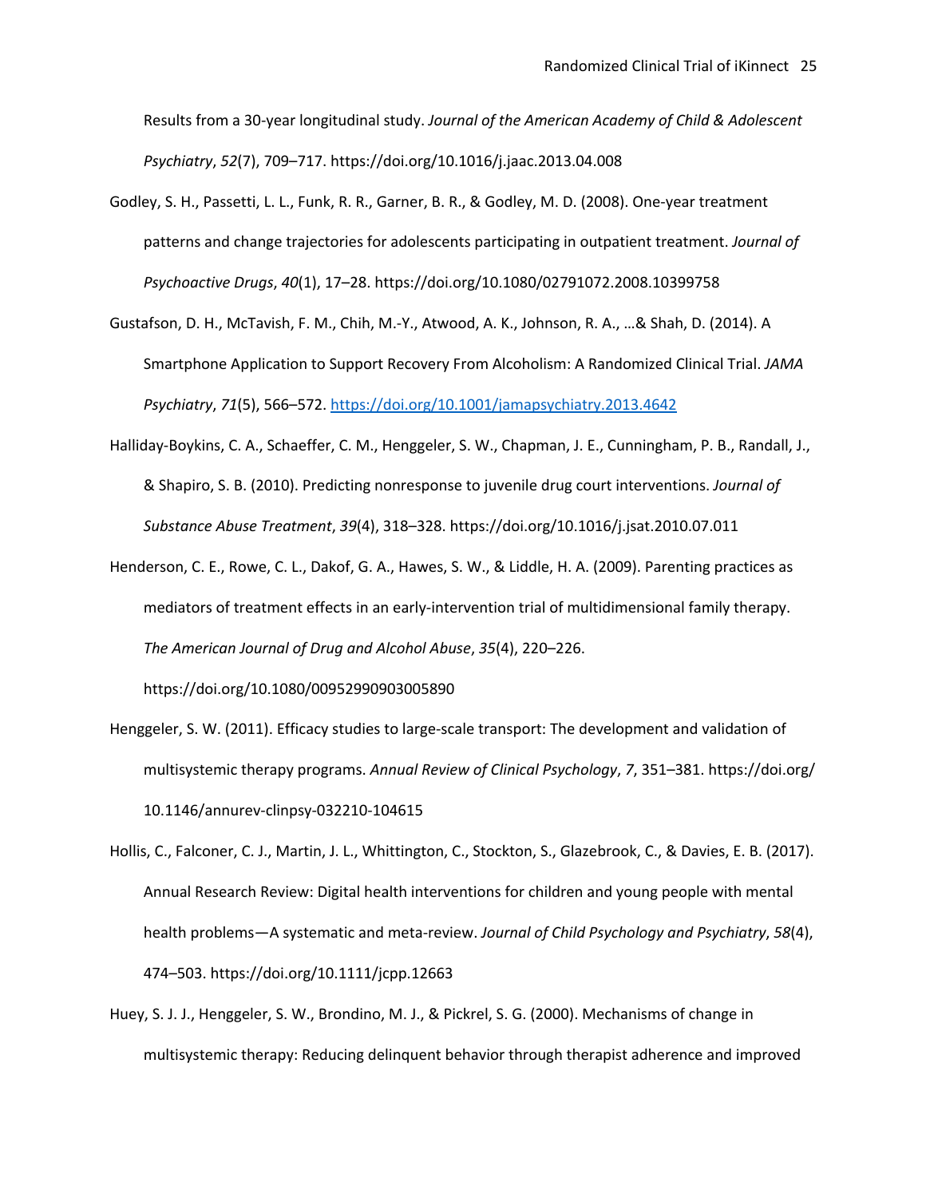Results from a 30-year longitudinal study. *Journal of the American Academy of Child & Adolescent Psychiatry*, *52*(7), 709–717. https://doi.org/10.1016/j.jaac.2013.04.008

Godley, S. H., Passetti, L. L., Funk, R. R., Garner, B. R., & Godley, M. D. (2008). One-year treatment patterns and change trajectories for adolescents participating in outpatient treatment. *Journal of Psychoactive Drugs*, *40*(1), 17–28. https://doi.org/10.1080/02791072.2008.10399758

Gustafson, D. H., McTavish, F. M., Chih, M.-Y., Atwood, A. K., Johnson, R. A., …& Shah, D. (2014). A Smartphone Application to Support Recovery From Alcoholism: A Randomized Clinical Trial. *JAMA Psychiatry*, *71*(5), 566–572. https://doi.org/10.1001/jamapsychiatry.2013.4642

Halliday-Boykins, C. A., Schaeffer, C. M., Henggeler, S. W., Chapman, J. E., Cunningham, P. B., Randall, J., & Shapiro, S. B. (2010). Predicting nonresponse to juvenile drug court interventions. *Journal of Substance Abuse Treatment*, *39*(4), 318–328. https://doi.org/10.1016/j.jsat.2010.07.011

Henderson, C. E., Rowe, C. L., Dakof, G. A., Hawes, S. W., & Liddle, H. A. (2009). Parenting practices as mediators of treatment effects in an early-intervention trial of multidimensional family therapy. *The American Journal of Drug and Alcohol Abuse*, *35*(4), 220–226. https://doi.org/10.1080/00952990903005890

Henggeler, S. W. (2011). Efficacy studies to large-scale transport: The development and validation of multisystemic therapy programs. *Annual Review of Clinical Psychology*, *7*, 351–381. https://doi.org/10.1146/annurev-clinpsy-032210-104615

Hollis, C., Falconer, C. J., Martin, J. L., Whittington, C., Stockton, S., Glazebrook, C., & Davies, E. B. (2017). Annual Research Review: Digital health interventions for children and young people with mental health problems—A systematic and meta-review. *Journal of Child Psychology and Psychiatry*, *58*(4), 474–503. https://doi.org/10.1111/jcpp.12663

Huey, S. J. J., Henggeler, S. W., Brondino, M. J., & Pickrel, S. G. (2000). Mechanisms of change in multisystemic therapy: Reducing delinquent behavior through therapist adherence and improved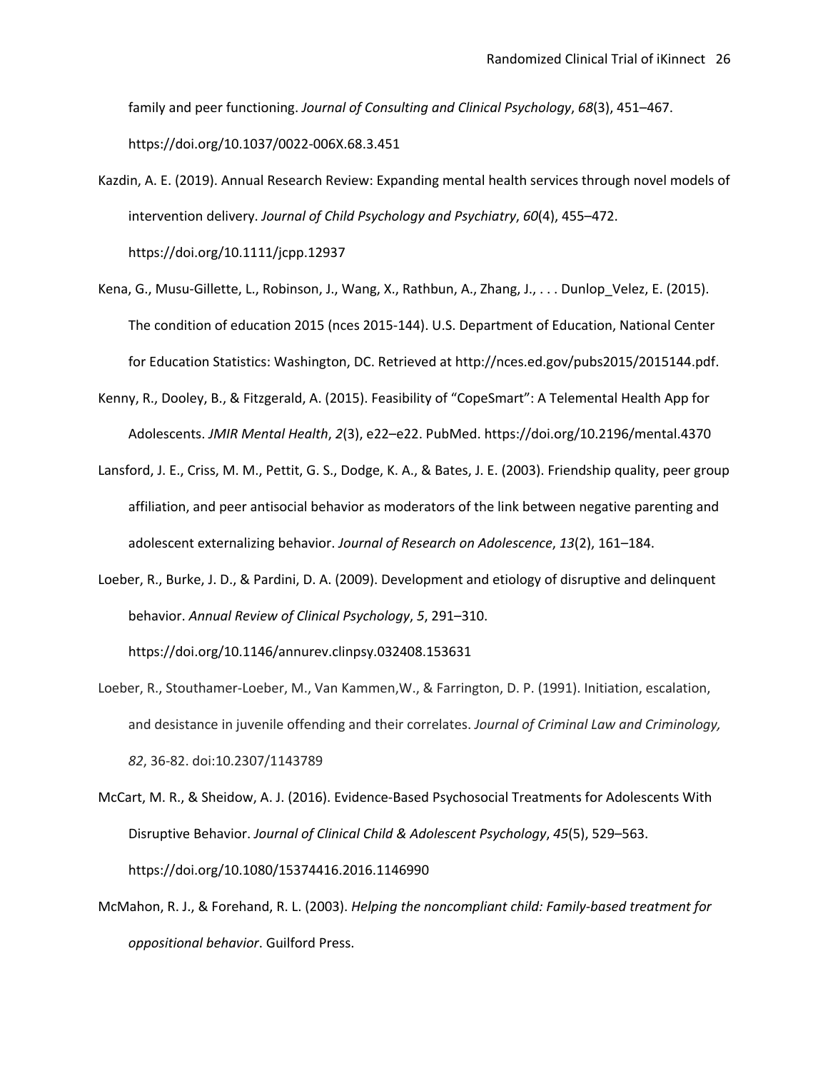family and peer functioning. *Journal of Consulting and Clinical Psychology*, *68*(3), 451–467. https://doi.org/10.1037/0022-006X.68.3.451

Kazdin, A. E. (2019). Annual Research Review: Expanding mental health services through novel models of intervention delivery. *Journal of Child Psychology and Psychiatry*, *60*(4), 455–472. https://doi.org/10.1111/jcpp.12937

Kena, G., Musu-Gillette, L., Robinson, J., Wang, X., Rathbun, A., Zhang, J., . . . Dunlop_Velez, E. (2015). The condition of education 2015 (nces 2015-144). U.S. Department of Education, National Center for Education Statistics: Washington, DC. Retrieved at http://nces.ed.gov/pubs2015/2015144.pdf.

Kenny, R., Dooley, B., & Fitzgerald, A. (2015). Feasibility of "CopeSmart": A Telemental Health App for Adolescents. *JMIR Mental Health*, *2*(3), e22–e22. PubMed. https://doi.org/10.2196/mental.4370

Lansford, J. E., Criss, M. M., Pettit, G. S., Dodge, K. A., & Bates, J. E. (2003). Friendship quality, peer group affiliation, and peer antisocial behavior as moderators of the link between negative parenting and adolescent externalizing behavior. *Journal of Research on Adolescence*, *13*(2), 161–184.

Loeber, R., Burke, J. D., & Pardini, D. A. (2009). Development and etiology of disruptive and delinquent behavior. *Annual Review of Clinical Psychology*, *5*, 291–310. https://doi.org/10.1146/annurev.clinpsy.032408.153631

Loeber, R., Stouthamer-Loeber, M., Van Kammen,W., & Farrington, D. P. (1991). Initiation, escalation, and desistance in juvenile offending and their correlates. *Journal of Criminal Law and Criminology, 82*, 36-82. doi:10.2307/1143789

McCart, M. R., & Sheidow, A. J. (2016). Evidence-Based Psychosocial Treatments for Adolescents With Disruptive Behavior. *Journal of Clinical Child & Adolescent Psychology*, *45*(5), 529–563. https://doi.org/10.1080/15374416.2016.1146990

McMahon, R. J., & Forehand, R. L. (2003). *Helping the noncompliant child: Family-based treatment for oppositional behavior*. Guilford Press.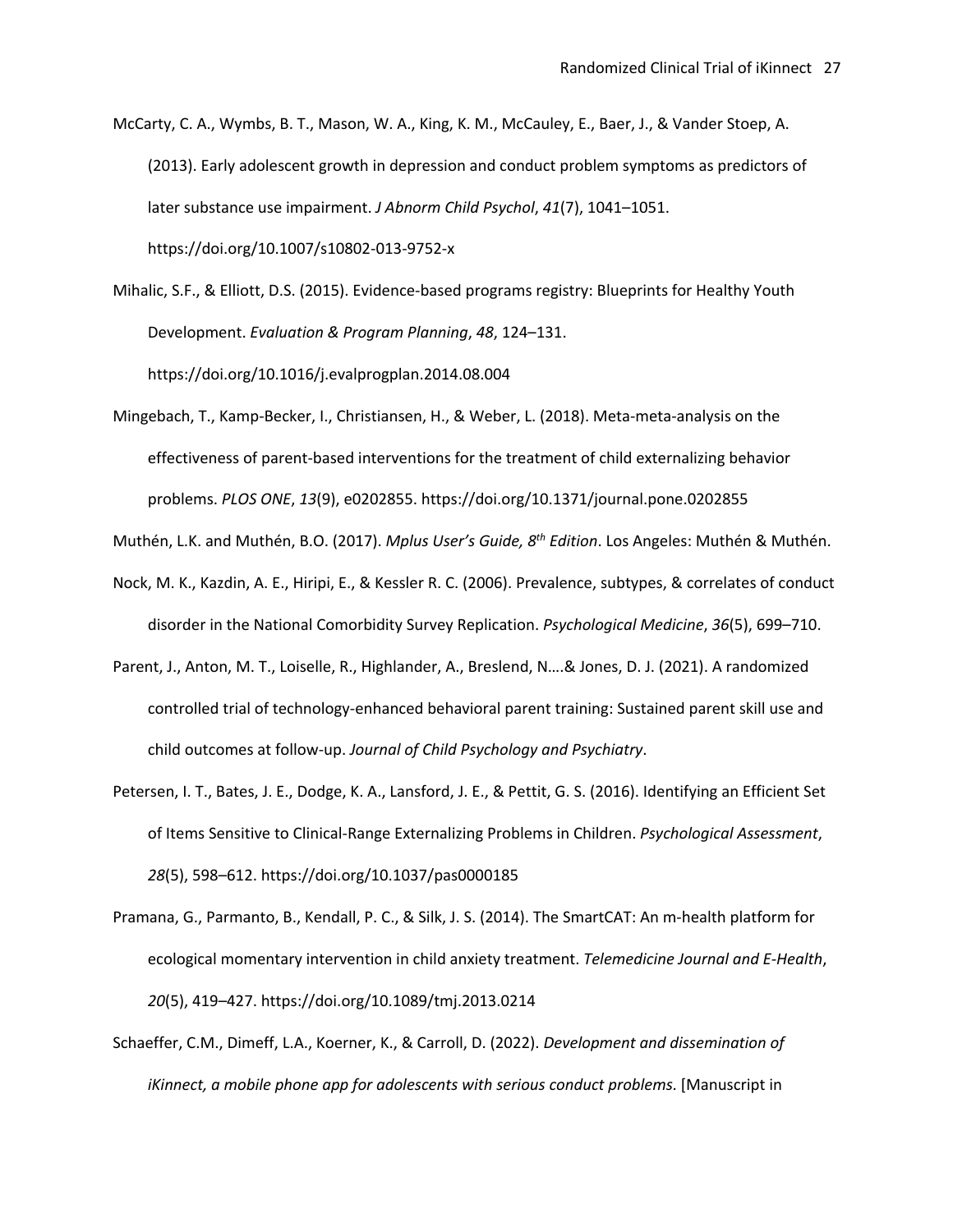McCarty, C. A., Wymbs, B. T., Mason, W. A., King, K. M., McCauley, E., Baer, J., & Vander Stoep, A. (2013). Early adolescent growth in depression and conduct problem symptoms as predictors of later substance use impairment. *J Abnorm Child Psychol*, *41*(7), 1041–1051. https://doi.org/10.1007/s10802-013-9752-x

Mihalic, S.F., & Elliott, D.S. (2015). Evidence-based programs registry: Blueprints for Healthy Youth Development. *Evaluation & Program Planning*, *48*, 124–131. https://doi.org/10.1016/j.evalprogplan.2014.08.004

Mingebach, T., Kamp-Becker, I., Christiansen, H., & Weber, L. (2018). Meta-meta-analysis on the effectiveness of parent-based interventions for the treatment of child externalizing behavior problems. *PLOS ONE*, *13*(9), e0202855. https://doi.org/10.1371/journal.pone.0202855

Muthén, L.K. and Muthén, B.O. (2017). *Mplus User's Guide, 8th Edition*. Los Angeles: Muthén & Muthén.

Nock, M. K., Kazdin, A. E., Hiripi, E., & Kessler R. C. (2006). Prevalence, subtypes, & correlates of conduct disorder in the National Comorbidity Survey Replication. *Psychological Medicine*, *36*(5), 699–710.

Parent, J., Anton, M. T., Loiselle, R., Highlander, A., Breslend, N….& Jones, D. J. (2021). A randomized controlled trial of technology-enhanced behavioral parent training: Sustained parent skill use and child outcomes at follow-up. *Journal of Child Psychology and Psychiatry*.

Petersen, I. T., Bates, J. E., Dodge, K. A., Lansford, J. E., & Pettit, G. S. (2016). Identifying an Efficient Set of Items Sensitive to Clinical-Range Externalizing Problems in Children. *Psychological Assessment*, *28*(5), 598–612. https://doi.org/10.1037/pas0000185

Pramana, G., Parmanto, B., Kendall, P. C., & Silk, J. S. (2014). The SmartCAT: An m-health platform for ecological momentary intervention in child anxiety treatment. *Telemedicine Journal and E-Health*, *20*(5), 419–427. https://doi.org/10.1089/tmj.2013.0214

Schaeffer, C.M., Dimeff, L.A., Koerner, K., & Carroll, D. (2022). *Development and dissemination of iKinnect, a mobile phone app for adolescents with serious conduct problems.* [Manuscript in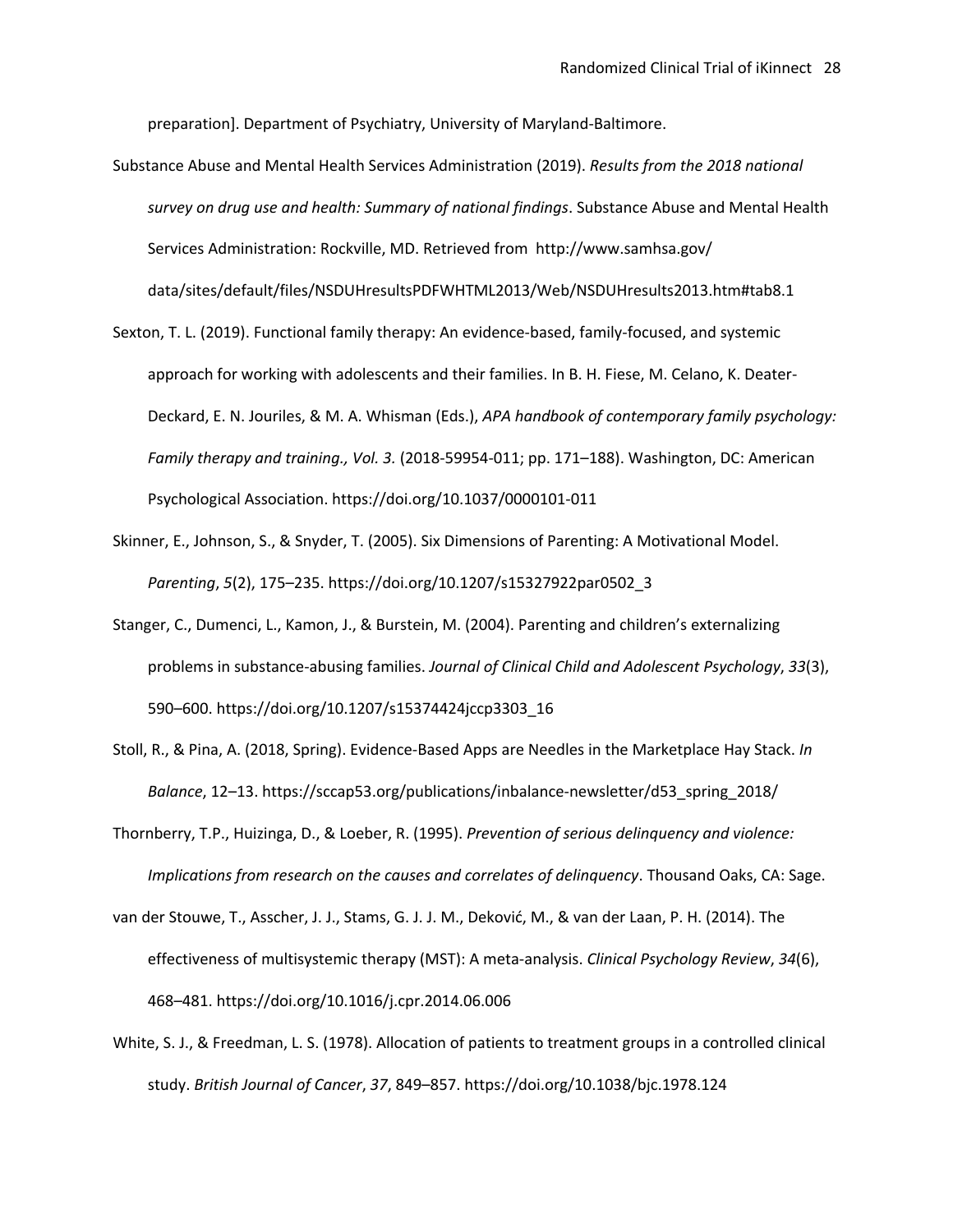preparation]. Department of Psychiatry, University of Maryland-Baltimore.

Substance Abuse and Mental Health Services Administration (2019). *Results from the 2018 national survey on drug use and health: Summary of national findings*. Substance Abuse and Mental Health Services Administration: Rockville, MD. Retrieved from http://www.samhsa.gov/data/sites/default/files/NSDUHresultsPDFWHTML2013/Web/NSDUHresults2013.htm#tab8.1

Sexton, T. L. (2019). Functional family therapy: An evidence-based, family-focused, and systemic approach for working with adolescents and their families. In B. H. Fiese, M. Celano, K. Deater-Deckard, E. N. Jouriles, & M. A. Whisman (Eds.), *APA handbook of contemporary family psychology: Family therapy and training., Vol. 3.* (2018-59954-011; pp. 171–188). Washington, DC: American Psychological Association. https://doi.org/10.1037/0000101-011

Skinner, E., Johnson, S., & Snyder, T. (2005). Six Dimensions of Parenting: A Motivational Model. *Parenting*, *5*(2), 175–235. https://doi.org/10.1207/s15327922par0502_3

Stanger, C., Dumenci, L., Kamon, J., & Burstein, M. (2004). Parenting and children's externalizing problems in substance-abusing families. *Journal of Clinical Child and Adolescent Psychology*, *33*(3), 590–600. https://doi.org/10.1207/s15374424jccp3303_16

Stoll, R., & Pina, A. (2018, Spring). Evidence-Based Apps are Needles in the Marketplace Hay Stack. *In Balance*, 12–13. https://sccap53.org/publications/inbalance-newsletter/d53_spring_2018/

Thornberry, T.P., Huizinga, D., & Loeber, R. (1995). *Prevention of serious delinquency and violence: Implications from research on the causes and correlates of delinquency*. Thousand Oaks, CA: Sage.

van der Stouwe, T., Asscher, J. J., Stams, G. J. J. M., Deković, M., & van der Laan, P. H. (2014). The effectiveness of multisystemic therapy (MST): A meta-analysis. *Clinical Psychology Review*, *34*(6), 468–481. https://doi.org/10.1016/j.cpr.2014.06.006

White, S. J., & Freedman, L. S. (1978). Allocation of patients to treatment groups in a controlled clinical study. *British Journal of Cancer*, *37*, 849–857. https://doi.org/10.1038/bjc.1978.124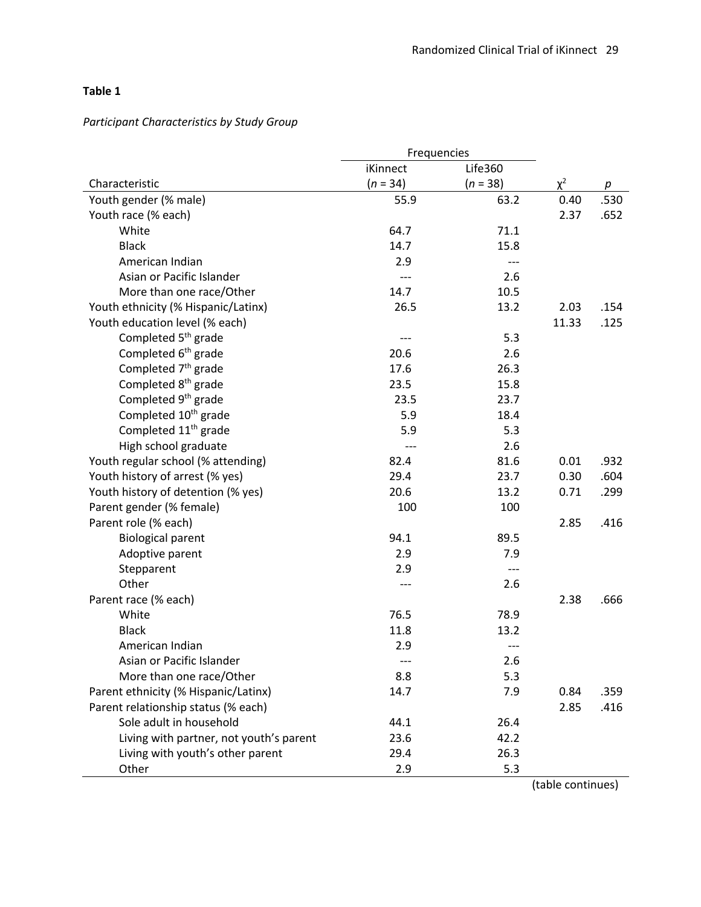**Table 1**

*Participant Characteristics by Study Group*

| Characteristic | Frequencies | | | |
|---|---|---|---|---|
| | iKinnect (*n* = 34) | Life360 (*n* = 38) | $\chi^2$ | *p* |
| Youth gender (% male) | 55.9 | 63.2 | 0.40 | .530 |
| Youth race (% each) | | | 2.37 | .652 |
| White | 64.7 | 71.1 | | |
| Black | 14.7 | 15.8 | | |
| American Indian | 2.9 | --- | | |
| Asian or Pacific Islander | --- | 2.6 | | |
| More than one race/Other | 14.7 | 10.5 | | |
| Youth ethnicity (% Hispanic/Latinx) | 26.5 | 13.2 | 2.03 | .154 |
| Youth education level (% each) | | | 11.33 | .125 |
| Completed 5th grade | --- | 5.3 | | |
| Completed 6th grade | 20.6 | 2.6 | | |
| Completed 7th grade | 17.6 | 26.3 | | |
| Completed 8th grade | 23.5 | 15.8 | | |
| Completed 9th grade | 23.5 | 23.7 | | |
| Completed 10th grade | 5.9 | 18.4 | | |
| Completed 11th grade | 5.9 | 5.3 | | |
| High school graduate | --- | 2.6 | | |
| Youth regular school (% attending) | 82.4 | 81.6 | 0.01 | .932 |
| Youth history of arrest (% yes) | 29.4 | 23.7 | 0.30 | .604 |
| Youth history of detention (% yes) | 20.6 | 13.2 | 0.71 | .299 |
| Parent gender (% female) | 100 | 100 | | |
| Parent role (% each) | | | 2.85 | .416 |
| Biological parent | 94.1 | 89.5 | | |
| Adoptive parent | 2.9 | 7.9 | | |
| Stepparent | 2.9 | --- | | |
| Other | --- | 2.6 | | |
| Parent race (% each) | | | 2.38 | .666 |
| White | 76.5 | 78.9 | | |
| Black | 11.8 | 13.2 | | |
| American Indian | 2.9 | --- | | |
| Asian or Pacific Islander | --- | 2.6 | | |
| More than one race/Other | 8.8 | 5.3 | | |
| Parent ethnicity (% Hispanic/Latinx) | 14.7 | 7.9 | 0.84 | .359 |
| Parent relationship status (% each) | | | 2.85 | .416 |
| Sole adult in household | 44.1 | 26.4 | | |
| Living with partner, not youth's parent | 23.6 | 42.2 | | |
| Living with youth's other parent | 29.4 | 26.3 | | |
| Other | 2.9 | 5.3 | | |

(table continues)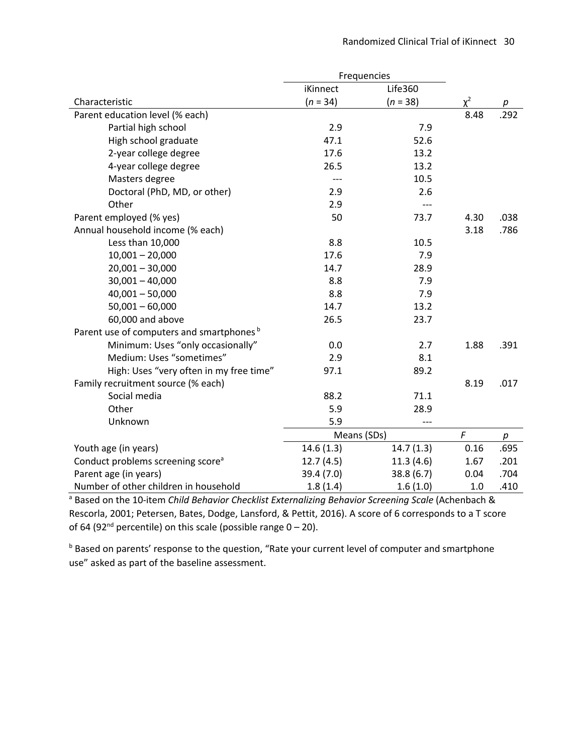| Characteristic | Frequencies | | | |
|---|---|---|---|---|
| | iKinnect (*n* = 34) | Life360 (*n* = 38) | $\chi^2$ | *p* |
| Parent education level (% each) | | | 8.48 | .292 |
| Partial high school | 2.9 | 7.9 | | |
| High school graduate | 47.1 | 52.6 | | |
| 2-year college degree | 17.6 | 13.2 | | |
| 4-year college degree | 26.5 | 13.2 | | |
| Masters degree | --- | 10.5 | | |
| Doctoral (PhD, MD, or other) | 2.9 | 2.6 | | |
| Other | 2.9 | --- | | |
| Parent employed (% yes) | 50 | 73.7 | 4.30 | .038 |
| Annual household income (% each) | | | 3.18 | .786 |
| Less than 10,000 | 8.8 | 10.5 | | |
| 10,001 – 20,000 | 17.6 | 7.9 | | |
| 20,001 – 30,000 | 14.7 | 28.9 | | |
| 30,001 – 40,000 | 8.8 | 7.9 | | |
| 40,001 – 50,000 | 8.8 | 7.9 | | |
| 50,001 – 60,000 | 14.7 | 13.2 | | |
| 60,000 and above | 26.5 | 23.7 | | |
| Parent use of computers and smartphones [b] | | | | |
| Minimum: Uses "only occasionally" | 0.0 | 2.7 | 1.88 | .391 |
| Medium: Uses "sometimes" | 2.9 | 8.1 | | |
| High: Uses "very often in my free time" | 97.1 | 89.2 | | |
| Family recruitment source (% each) | | | 8.19 | .017 |
| Social media | 88.2 | 71.1 | | |
| Other | 5.9 | 28.9 | | |
| Unknown | 5.9 | --- | | |
| | Means (SDs) | | *F* | *p* |
| Youth age (in years) | 14.6 (1.3) | 14.7 (1.3) | 0.16 | .695 |
| Conduct problems screening score[a] | 12.7 (4.5) | 11.3 (4.6) | 1.67 | .201 |
| Parent age (in years) | 39.4 (7.0) | 38.8 (6.7) | 0.04 | .704 |
| Number of other children in household | 1.8 (1.4) | 1.6 (1.0) | 1.0 | .410 |

[a] Based on the 10-item *Child Behavior Checklist Externalizing Behavior Screening Scale* (Achenbach & Rescorla, 2001; Petersen, Bates, Dodge, Lansford, & Pettit, 2016). A score of 6 corresponds to a T score of 64 (92nd percentile) on this scale (possible range 0 – 20).

[b] Based on parents' response to the question, "Rate your current level of computer and smartphone use" asked as part of the baseline assessment.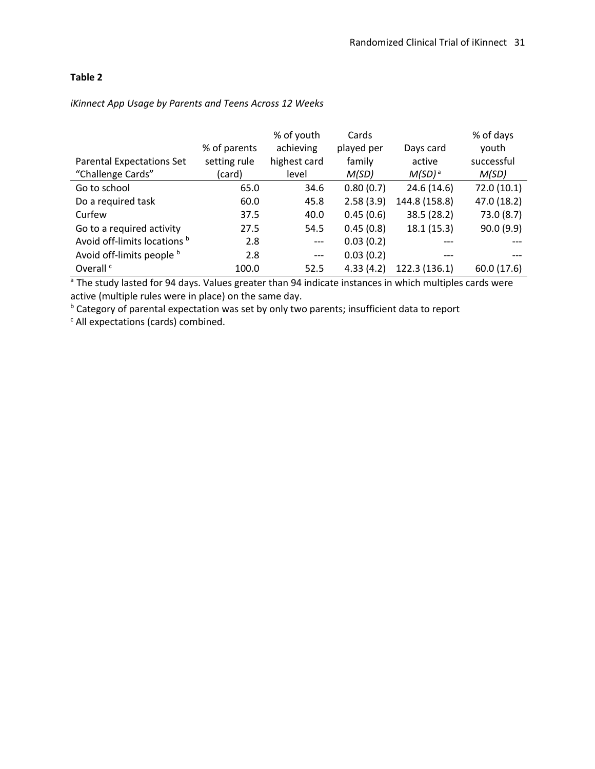**Table 2**

*iKinnect App Usage by Parents and Teens Across 12 Weeks*

| Parental Expectations Set "Challenge Cards" | % of parents setting rule (card) | % of youth achieving highest card level | Cards played per family *M(SD)* | Days card active *M(SD)* [a] | % of days youth successful *M(SD)* |
|---|---|---|---|---|---|
| Go to school | 65.0 | 34.6 | 0.80 (0.7) | 24.6 (14.6) | 72.0 (10.1) |
| Do a required task | 60.0 | 45.8 | 2.58 (3.9) | 144.8 (158.8) | 47.0 (18.2) |
| Curfew | 37.5 | 40.0 | 0.45 (0.6) | 38.5 (28.2) | 73.0 (8.7) |
| Go to a required activity | 27.5 | 54.5 | 0.45 (0.8) | 18.1 (15.3) | 90.0 (9.9) |
| Avoid off-limits locations [b] | 2.8 | --- | 0.03 (0.2) | --- | --- |
| Avoid off-limits people [b] | 2.8 | --- | 0.03 (0.2) | --- | --- |
| Overall [c] | 100.0 | 52.5 | 4.33 (4.2) | 122.3 (136.1) | 60.0 (17.6) |

[a] The study lasted for 94 days. Values greater than 94 indicate instances in which multiples cards were active (multiple rules were in place) on the same day.
[b] Category of parental expectation was set by only two parents; insufficient data to report
[c] All expectations (cards) combined.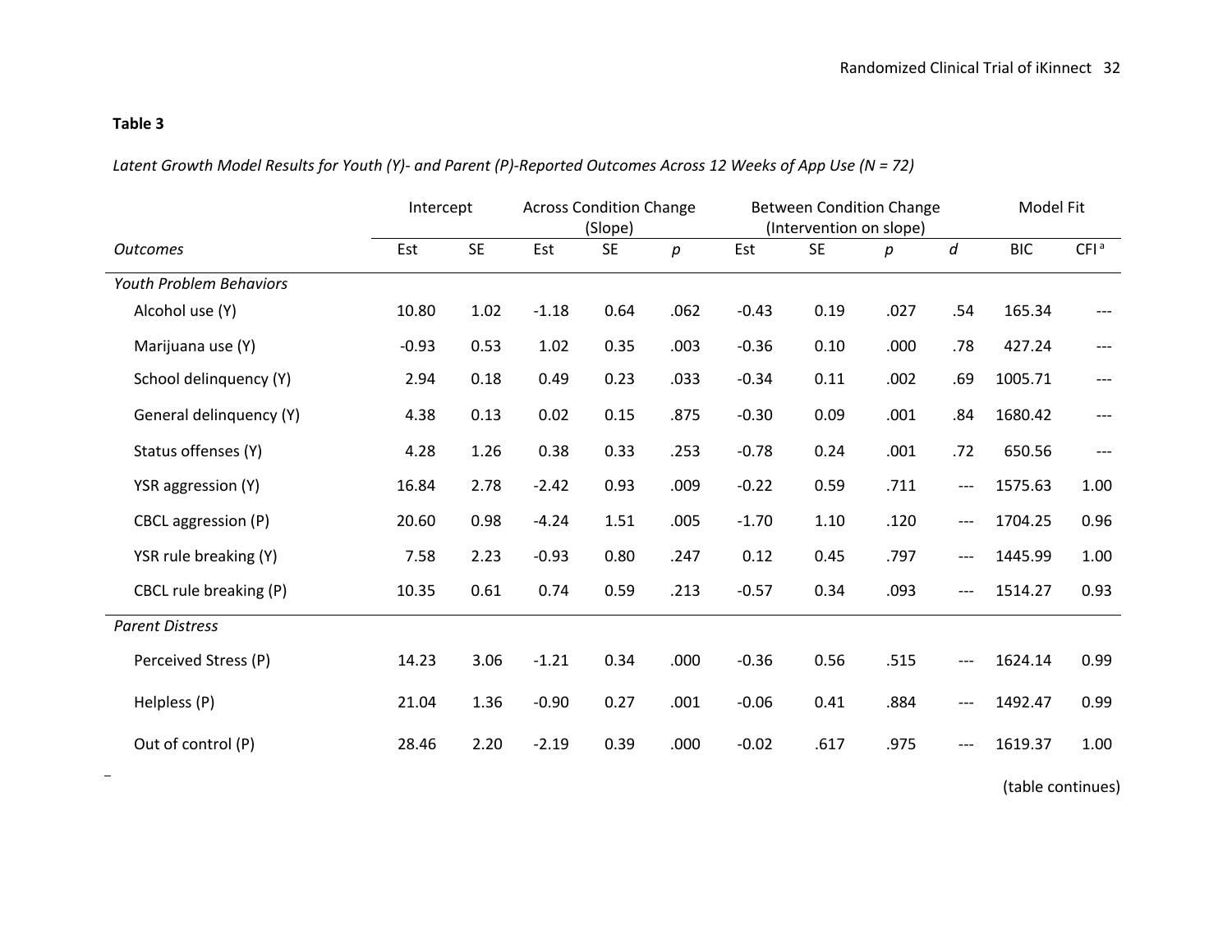**Table 3**

*Latent Growth Model Results for Youth (Y)- and Parent (P)-Reported Outcomes Across 12 Weeks of App Use (N = 72)*

| | Intercept | | Across Condition Change (Slope) | | | Between Condition Change (Intervention on slope) | | | | Model Fit | |
|---|---|---|---|---|---|---|---|---|---|---|---|
| *Outcomes* | Est | SE | Est | SE | *p* | Est | SE | *p* | *d* | BIC | CFI [a] |
| *Youth Problem Behaviors* | | | | | | | | | | | |
| Alcohol use (Y) | 10.80 | 1.02 | -1.18 | 0.64 | .062 | -0.43 | 0.19 | .027 | .54 | 165.34 | --- |
| Marijuana use (Y) | -0.93 | 0.53 | 1.02 | 0.35 | .003 | -0.36 | 0.10 | .000 | .78 | 427.24 | --- |
| School delinquency (Y) | 2.94 | 0.18 | 0.49 | 0.23 | .033 | -0.34 | 0.11 | .002 | .69 | 1005.71 | --- |
| General delinquency (Y) | 4.38 | 0.13 | 0.02 | 0.15 | .875 | -0.30 | 0.09 | .001 | .84 | 1680.42 | --- |
| Status offenses (Y) | 4.28 | 1.26 | 0.38 | 0.33 | .253 | -0.78 | 0.24 | .001 | .72 | 650.56 | --- |
| YSR aggression (Y) | 16.84 | 2.78 | -2.42 | 0.93 | .009 | -0.22 | 0.59 | .711 | --- | 1575.63 | 1.00 |
| CBCL aggression (P) | 20.60 | 0.98 | -4.24 | 1.51 | .005 | -1.70 | 1.10 | .120 | --- | 1704.25 | 0.96 |
| YSR rule breaking (Y) | 7.58 | 2.23 | -0.93 | 0.80 | .247 | 0.12 | 0.45 | .797 | --- | 1445.99 | 1.00 |
| CBCL rule breaking (P) | 10.35 | 0.61 | 0.74 | 0.59 | .213 | -0.57 | 0.34 | .093 | --- | 1514.27 | 0.93 |
| *Parent Distress* | | | | | | | | | | | |
| Perceived Stress (P) | 14.23 | 3.06 | -1.21 | 0.34 | .000 | -0.36 | 0.56 | .515 | --- | 1624.14 | 0.99 |
| Helpless (P) | 21.04 | 1.36 | -0.90 | 0.27 | .001 | -0.06 | 0.41 | .884 | --- | 1492.47 | 0.99 |
| Out of control (P) | 28.46 | 2.20 | -2.19 | 0.39 | .000 | -0.02 | .617 | .975 | --- | 1619.37 | 1.00 |

(table continues)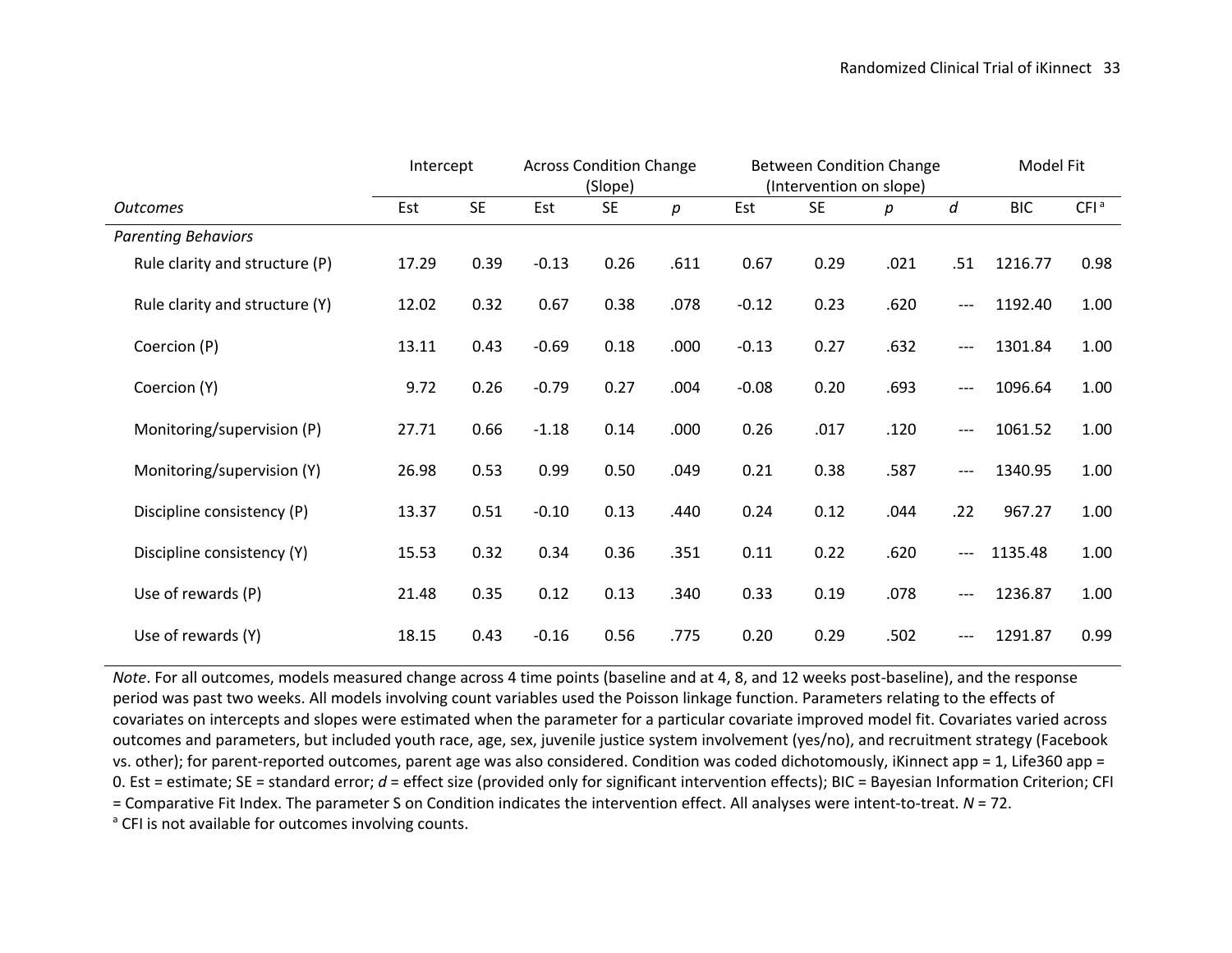| | Intercept | | Across Condition Change (Slope) | | | Between Condition Change (Intervention on slope) | | | | Model Fit | |
|---|---|---|---|---|---|---|---|---|---|---|---|
| *Outcomes* | Est | SE | Est | SE | *p* | Est | SE | *p* | *d* | BIC | CFI [a] |
| *Parenting Behaviors* | | | | | | | | | | | |
| Rule clarity and structure (P) | 17.29 | 0.39 | -0.13 | 0.26 | .611 | 0.67 | 0.29 | .021 | .51 | 1216.77 | 0.98 |
| Rule clarity and structure (Y) | 12.02 | 0.32 | 0.67 | 0.38 | .078 | -0.12 | 0.23 | .620 | --- | 1192.40 | 1.00 |
| Coercion (P) | 13.11 | 0.43 | -0.69 | 0.18 | .000 | -0.13 | 0.27 | .632 | --- | 1301.84 | 1.00 |
| Coercion (Y) | 9.72 | 0.26 | -0.79 | 0.27 | .004 | -0.08 | 0.20 | .693 | --- | 1096.64 | 1.00 |
| Monitoring/supervision (P) | 27.71 | 0.66 | -1.18 | 0.14 | .000 | 0.26 | .017 | .120 | --- | 1061.52 | 1.00 |
| Monitoring/supervision (Y) | 26.98 | 0.53 | 0.99 | 0.50 | .049 | 0.21 | 0.38 | .587 | --- | 1340.95 | 1.00 |
| Discipline consistency (P) | 13.37 | 0.51 | -0.10 | 0.13 | .440 | 0.24 | 0.12 | .044 | .22 | 967.27 | 1.00 |
| Discipline consistency (Y) | 15.53 | 0.32 | 0.34 | 0.36 | .351 | 0.11 | 0.22 | .620 | --- | 1135.48 | 1.00 |
| Use of rewards (P) | 21.48 | 0.35 | 0.12 | 0.13 | .340 | 0.33 | 0.19 | .078 | --- | 1236.87 | 1.00 |
| Use of rewards (Y) | 18.15 | 0.43 | -0.16 | 0.56 | .775 | 0.20 | 0.29 | .502 | --- | 1291.87 | 0.99 |

*Note*. For all outcomes, models measured change across 4 time points (baseline and at 4, 8, and 12 weeks post-baseline), and the response period was past two weeks. All models involving count variables used the Poisson linkage function. Parameters relating to the effects of covariates on intercepts and slopes were estimated when the parameter for a particular covariate improved model fit. Covariates varied across outcomes and parameters, but included youth race, age, sex, juvenile justice system involvement (yes/no), and recruitment strategy (Facebook vs. other); for parent-reported outcomes, parent age was also considered. Condition was coded dichotomously, iKinnect app = 1, Life360 app = 0. Est = estimate; SE = standard error; *d* = effect size (provided only for significant intervention effects); BIC = Bayesian Information Criterion; CFI = Comparative Fit Index. The parameter S on Condition indicates the intervention effect. All analyses were intent-to-treat. *N* = 72.

[a] CFI is not available for outcomes involving counts.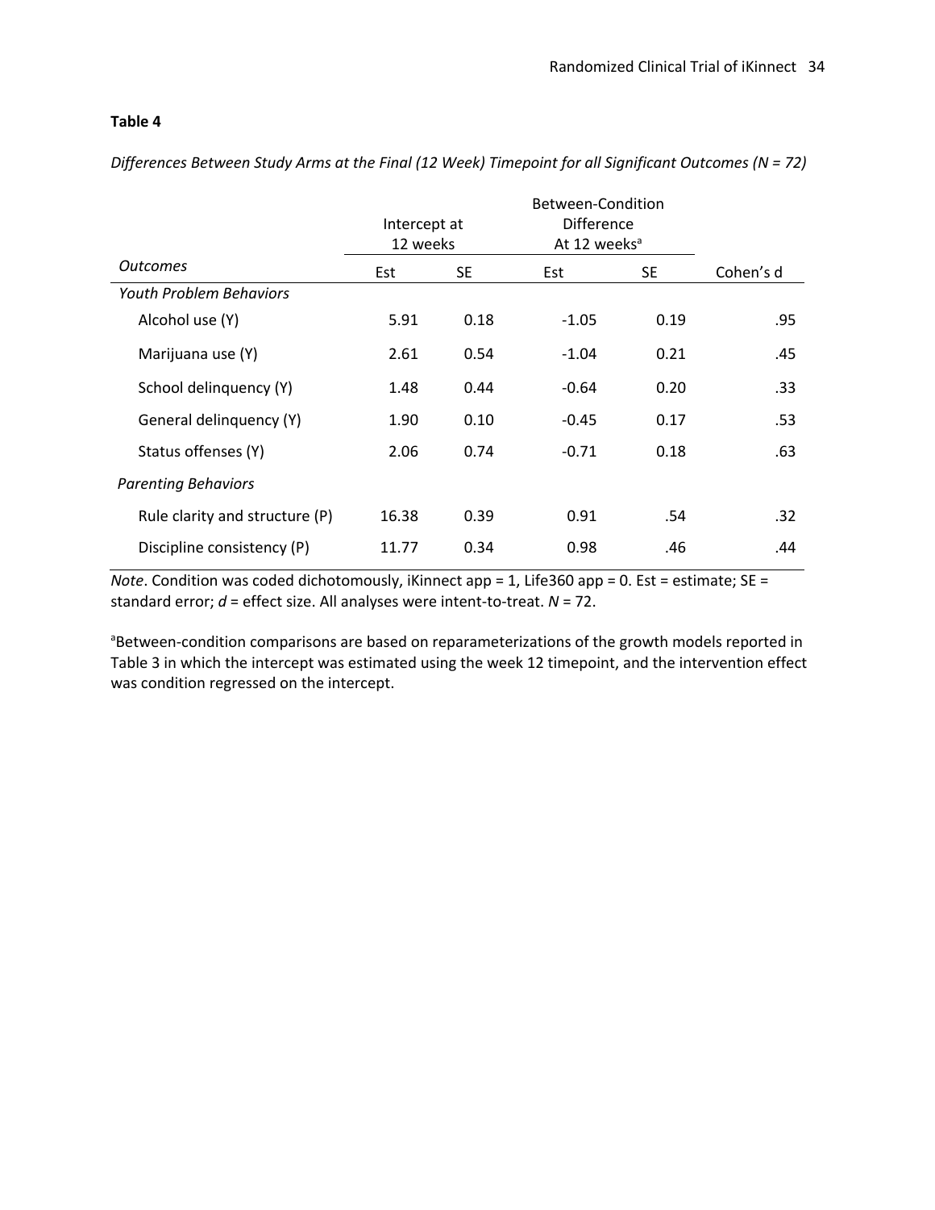**Table 4**

*Differences Between Study Arms at the Final (12 Week) Timepoint for all Significant Outcomes (N = 72)*

| | Intercept at 12 weeks | | Between-Condition Difference At 12 weeks[a] | | |
|---|---|---|---|---|---|
| *Outcomes* | Est | SE | Est | SE | Cohen's d |
| *Youth Problem Behaviors* | | | | | |
| Alcohol use (Y) | 5.91 | 0.18 | -1.05 | 0.19 | .95 |
| Marijuana use (Y) | 2.61 | 0.54 | -1.04 | 0.21 | .45 |
| School delinquency (Y) | 1.48 | 0.44 | -0.64 | 0.20 | .33 |
| General delinquency (Y) | 1.90 | 0.10 | -0.45 | 0.17 | .53 |
| Status offenses (Y) | 2.06 | 0.74 | -0.71 | 0.18 | .63 |
| *Parenting Behaviors* | | | | | |
| Rule clarity and structure (P) | 16.38 | 0.39 | 0.91 | .54 | .32 |
| Discipline consistency (P) | 11.77 | 0.34 | 0.98 | .46 | .44 |

*Note*. Condition was coded dichotomously, iKinnect app = 1, Life360 app = 0. Est = estimate; SE = standard error; *d* = effect size. All analyses were intent-to-treat. *N* = 72.

[a]Between-condition comparisons are based on reparameterizations of the growth models reported in Table 3 in which the intercept was estimated using the week 12 timepoint, and the intervention effect was condition regressed on the intercept.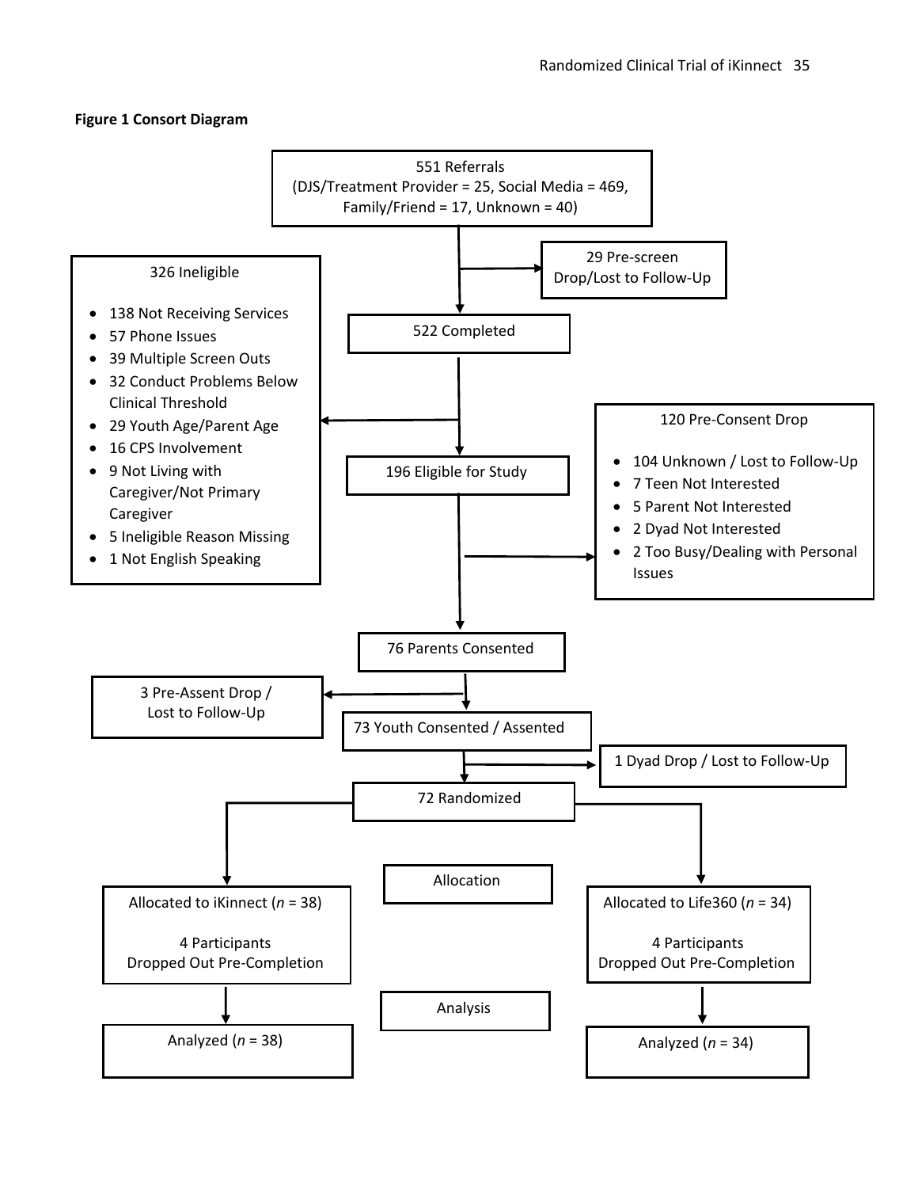**Figure 1 Consort Diagram**

551 Referrals
(DJS/Treatment Provider = 25, Social Media = 469, Family/Friend = 17, Unknown = 40)

29 Pre-screen Drop/Lost to Follow-Up

522 Completed

326 Ineligible

- 138 Not Receiving Services
- 57 Phone Issues
- 39 Multiple Screen Outs
- 32 Conduct Problems Below Clinical Threshold
- 29 Youth Age/Parent Age
- 16 CPS Involvement
- 9 Not Living with Caregiver/Not Primary Caregiver
- 5 Ineligible Reason Missing
- 1 Not English Speaking

196 Eligible for Study

120 Pre-Consent Drop

- 104 Unknown / Lost to Follow-Up
- 7 Teen Not Interested
- 5 Parent Not Interested
- 2 Dyad Not Interested
- 2 Too Busy/Dealing with Personal Issues

76 Parents Consented

3 Pre-Assent Drop / Lost to Follow-Up

73 Youth Consented / Assented

1 Dyad Drop / Lost to Follow-Up

72 Randomized

Allocation

Allocated to iKinnect (*n* = 38)

4 Participants Dropped Out Pre-Completion

Allocated to Life360 (*n* = 34)

4 Participants Dropped Out Pre-Completion

Analysis

Analyzed (*n* = 38)

Analyzed (*n* = 34)